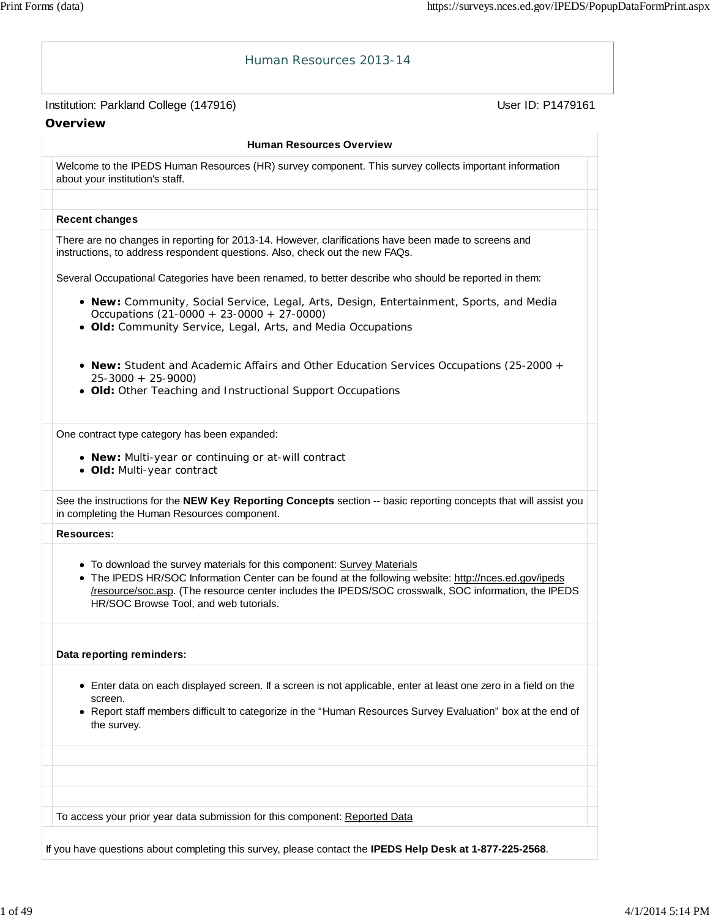# Human Resources 2013-14

Institution: Parkland College (147916) User ID: P1479161

## Overview

### Human Resources Overview

Welcome to the IPEDS Human Resources (HR) survey component. This survey collects important information about your institution's staff.

**Recent changes**

There are no changes in reporting for 2013-14. However, clarifications have been made to screens and instructions, to address respondent questions. Also, check out the new FAQs.

Several Occupational Categories have been renamed, to better describe who should be reported in them:

- **New:** Community, Social Service, Legal, Arts, Design, Entertainment, Sports, and Media Occupations (21-0000 + 23-0000 + 27-0000)
- **Old:** Community Service, Legal, Arts, and Media Occupations

- **New:** Student and Academic Affairs and Other Education Services Occupations (25-2000 + 25-3000 + 25-9000)
- **Old:** Other Teaching and Instructional Support Occupations

One contract type category has been expanded:

- **New:** Multi-year or continuing or at-will contract
- **Old:** Multi-year contract

See the instructions for the **NEW Key Reporting Concepts** section -- basic reporting concepts that will assist you in completing the Human Resources component.

**Resources:**

- To download the survey materials for this component: Survey Materials
- The IPEDS HR/SOC Information Center can be found at the following website: http://nces.ed.gov/ipeds/resource/soc.asp. (The resource center includes the IPEDS/SOC crosswalk, SOC information, the IPEDS HR/SOC Browse Tool, and web tutorials.

**Data reporting reminders:**

- Enter data on each displayed screen. If a screen is not applicable, enter at least one zero in a field on the screen.
- Report staff members difficult to categorize in the “Human Resources Survey Evaluation” box at the end of the survey.

To access your prior year data submission for this component: Reported Data

If you have questions about completing this survey, please contact the **IPEDS Help Desk at 1-877-225-2568**.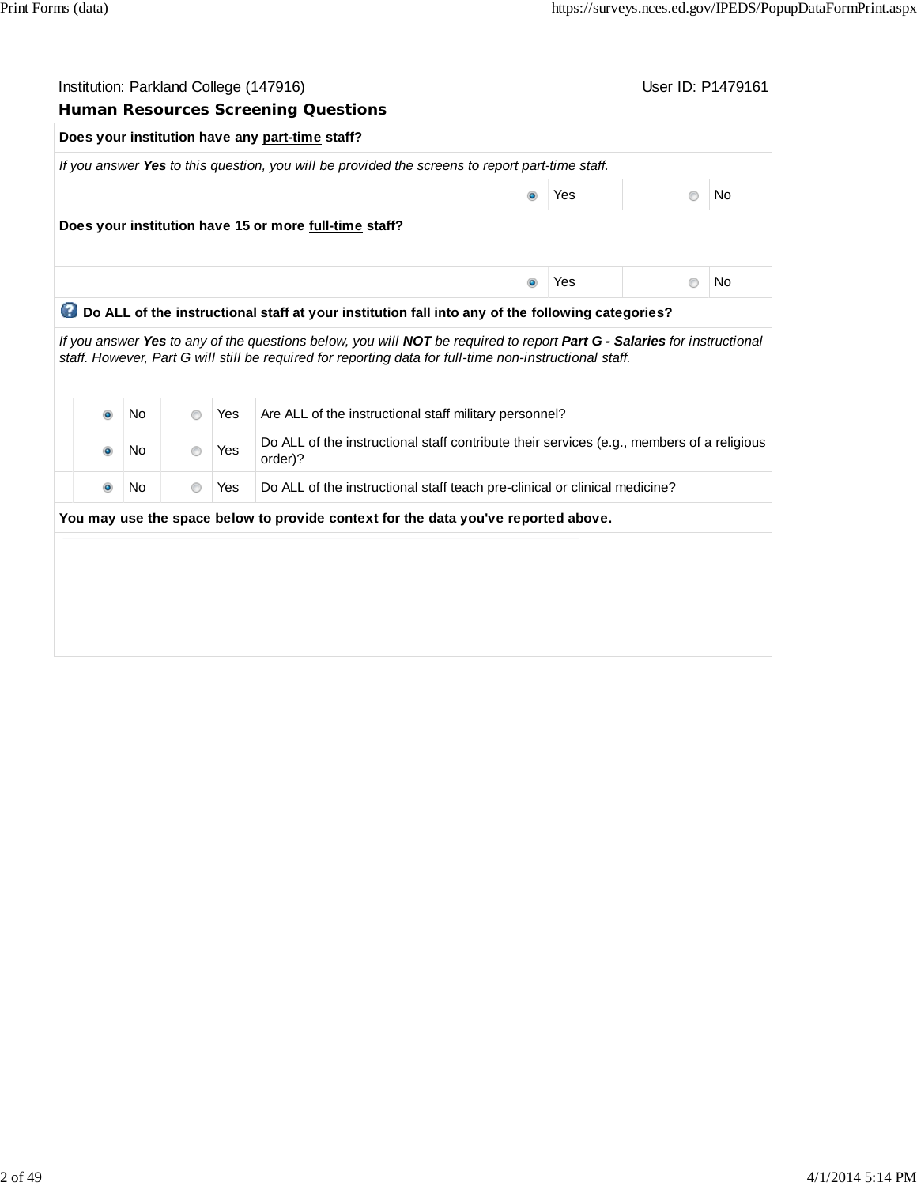Institution: Parkland College (147916)　　　　User ID: P1479161

## Human Resources Screening Questions

**Does your institution have any part-time staff?**

*If you answer **Yes** to this question, you will be provided the screens to report part-time staff.*

| | |
|---|---|
| ◉ Yes | ○ No |

**Does your institution have 15 or more full-time staff?**

| | |
|---|---|
| ◉ Yes | ○ No |

**Do ALL of the instructional staff at your institution fall into any of the following categories?**

*If you answer **Yes** to any of the questions below, you will **NOT** be required to report **Part G - Salaries** for instructional staff. However, Part G will still be required for reporting data for full-time non-instructional staff.*

| No | Yes | Question |
|---|---|---|
| ◉ No | ○ Yes | Are ALL of the instructional staff military personnel? |
| ◉ No | ○ Yes | Do ALL of the instructional staff contribute their services (e.g., members of a religious order)? |
| ◉ No | ○ Yes | Do ALL of the instructional staff teach pre-clinical or clinical medicine? |

**You may use the space below to provide context for the data you've reported above.**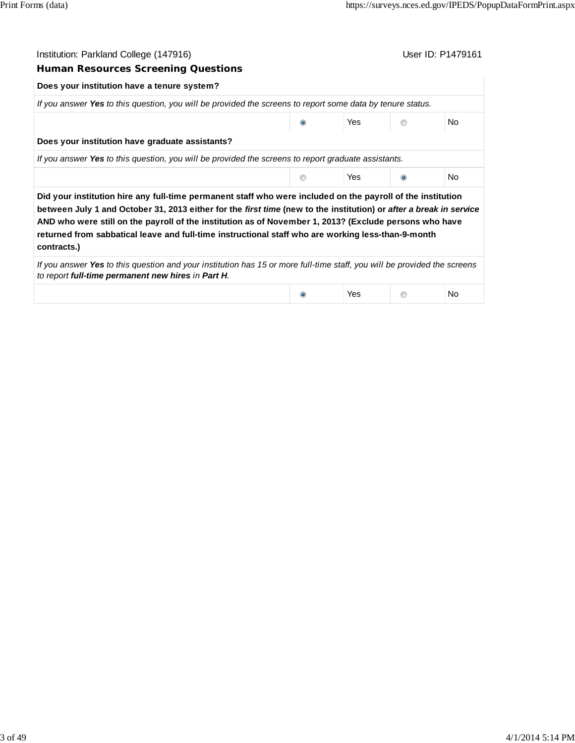Institution: Parkland College (147916) User ID: P1479161

## Human Resources Screening Questions

**Does your institution have a tenure system?**

*If you answer **Yes** to this question, you will be provided the screens to report some data by tenure status.*

| | | | | |
|---|---|---|---|---|
| | ◉ | Yes | ○ | No |

**Does your institution have graduate assistants?**

*If you answer **Yes** to this question, you will be provided the screens to report graduate assistants.*

| | | | | |
|---|---|---|---|---|
| | ○ | Yes | ◉ | No |

**Did your institution hire any full-time permanent staff who were included on the payroll of the institution between July 1 and October 31, 2013 either for the *first time* (new to the institution) or *after a break in service* AND who were still on the payroll of the institution as of November 1, 2013? (Exclude persons who have returned from sabbatical leave and full-time instructional staff who are working less-than-9-month contracts.)**

*If you answer **Yes** to this question and your institution has 15 or more full-time staff, you will be provided the screens to report **full-time permanent new hires** in **Part H**.*

| | | | | |
|---|---|---|---|---|
| | ◉ | Yes | ○ | No |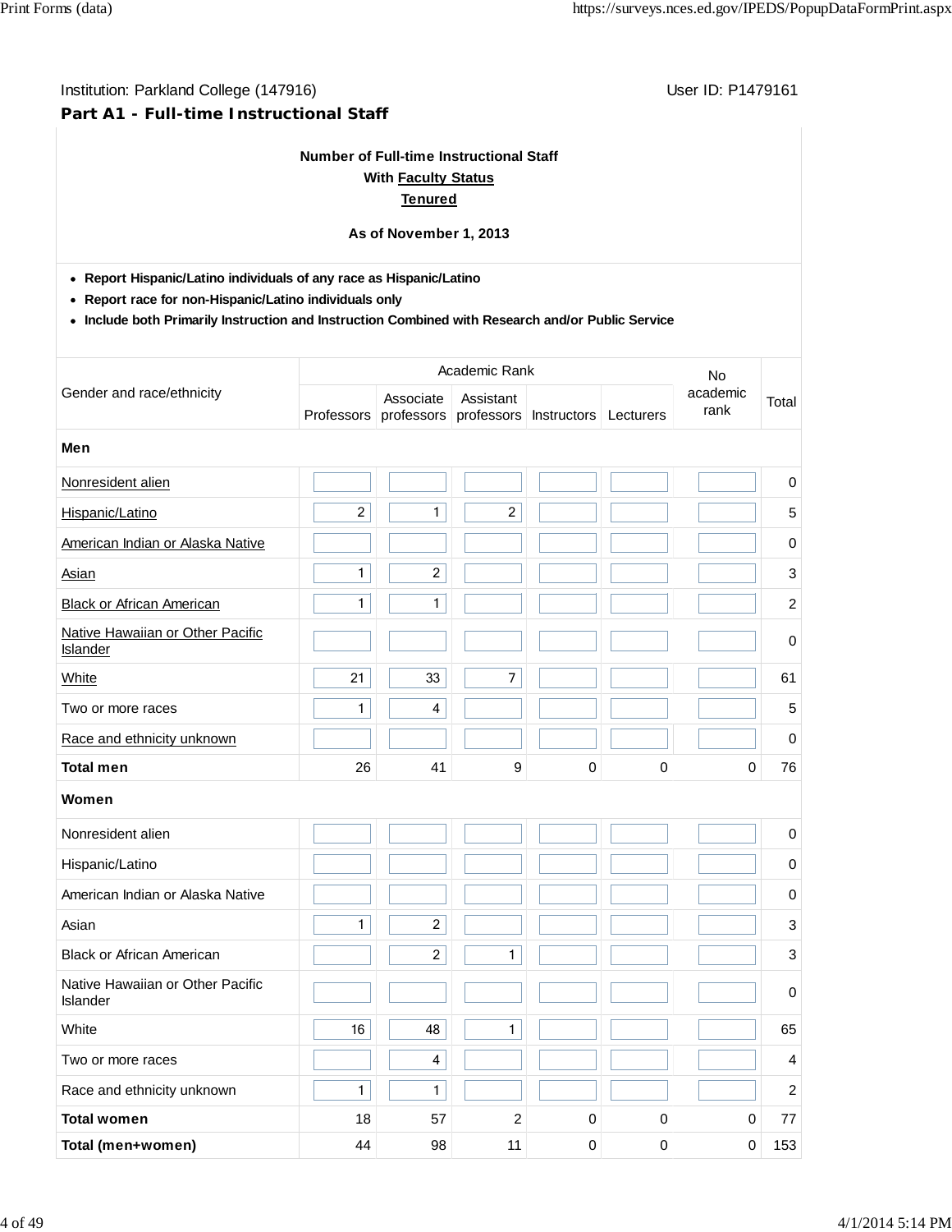Institution: Parkland College (147916) User ID: P1479161

## Part A1 - Full-time Instructional Staff

**Number of Full-time Instructional Staff**
**With Faculty Status**
**Tenured**

**As of November 1, 2013**

- **Report Hispanic/Latino individuals of any race as Hispanic/Latino**
- **Report race for non-Hispanic/Latino individuals only**
- **Include both Primarily Instruction and Instruction Combined with Research and/or Public Service**

| Gender and race/ethnicity | Academic Rank | | | | | No academic rank | Total |
|---|---|---|---|---|---|---|---|
| | Professors | Associate professors | Assistant professors | Instructors | Lecturers | | |
| **Men** | | | | | | | |
| Nonresident alien | | | | | | | 0 |
| Hispanic/Latino | 2 | 1 | 2 | | | | 5 |
| American Indian or Alaska Native | | | | | | | 0 |
| Asian | 1 | 2 | | | | | 3 |
| Black or African American | 1 | 1 | | | | | 2 |
| Native Hawaiian or Other Pacific Islander | | | | | | | 0 |
| White | 21 | 33 | 7 | | | | 61 |
| Two or more races | 1 | 4 | | | | | 5 |
| Race and ethnicity unknown | | | | | | | 0 |
| **Total men** | 26 | 41 | 9 | 0 | 0 | 0 | 76 |
| **Women** | | | | | | | |
| Nonresident alien | | | | | | | 0 |
| Hispanic/Latino | | | | | | | 0 |
| American Indian or Alaska Native | | | | | | | 0 |
| Asian | 1 | 2 | | | | | 3 |
| Black or African American | | 2 | 1 | | | | 3 |
| Native Hawaiian or Other Pacific Islander | | | | | | | 0 |
| White | 16 | 48 | 1 | | | | 65 |
| Two or more races | | 4 | | | | | 4 |
| Race and ethnicity unknown | 1 | 1 | | | | | 2 |
| **Total women** | 18 | 57 | 2 | 0 | 0 | 0 | 77 |
| **Total (men+women)** | 44 | 98 | 11 | 0 | 0 | 0 | 153 |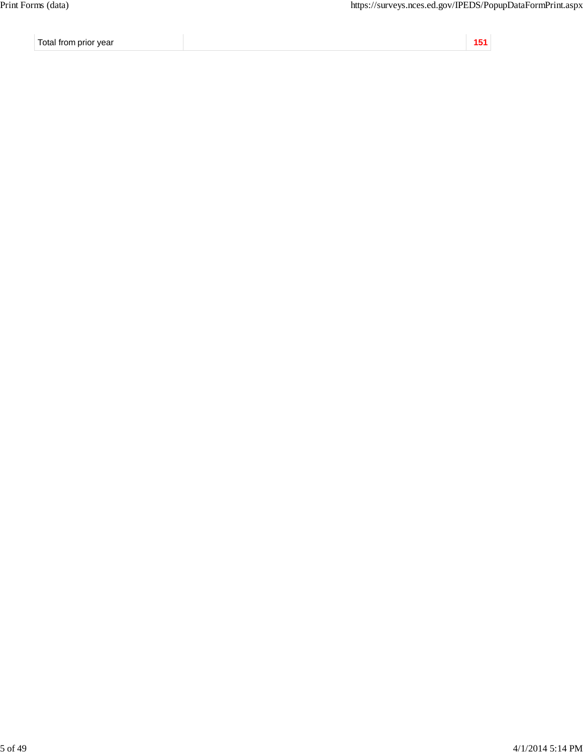| | | |
|---|---|---|
| Total from prior year | | **151** |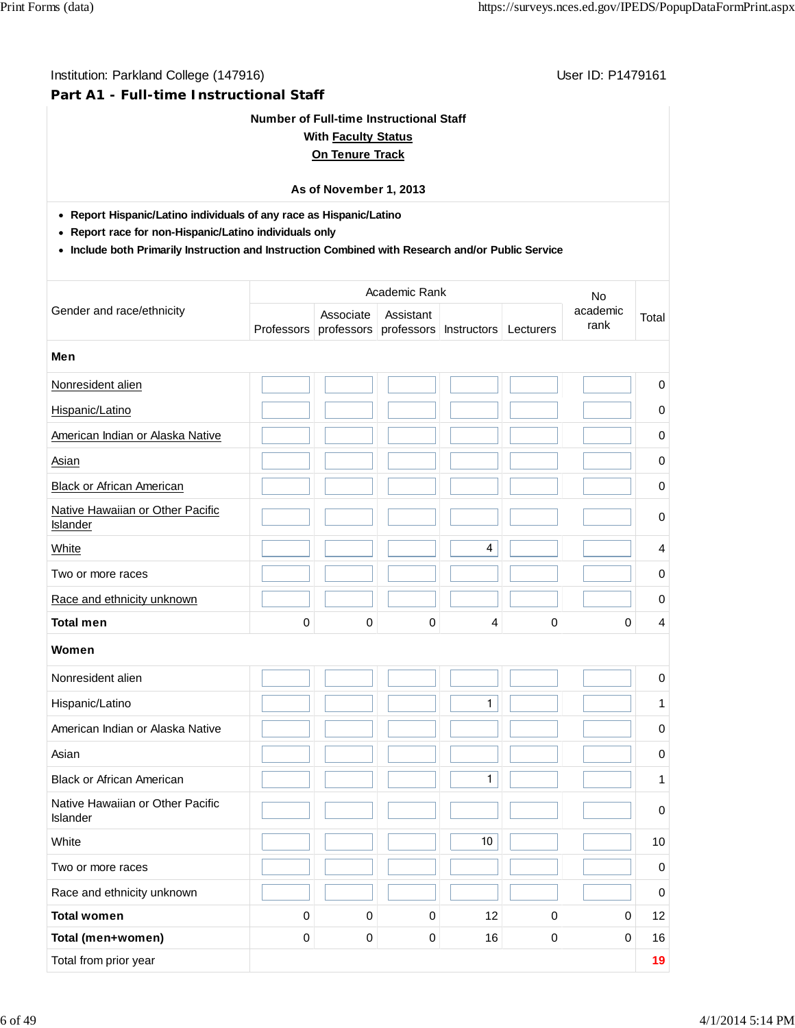Institution: Parkland College (147916) User ID: P1479161

## Part A1 - Full-time Instructional Staff

**Number of Full-time Instructional Staff**
**With Faculty Status**
**On Tenure Track**

**As of November 1, 2013**

- **Report Hispanic/Latino individuals of any race as Hispanic/Latino**
- **Report race for non-Hispanic/Latino individuals only**
- **Include both Primarily Instruction and Instruction Combined with Research and/or Public Service**

| Gender and race/ethnicity | Academic Rank | | | | | No academic rank | Total |
|---|---|---|---|---|---|---|---|
| | Professors | Associate professors | Assistant professors | Instructors | Lecturers | | |
| **Men** | | | | | | | |
| Nonresident alien | | | | | | | 0 |
| Hispanic/Latino | | | | | | | 0 |
| American Indian or Alaska Native | | | | | | | 0 |
| Asian | | | | | | | 0 |
| Black or African American | | | | | | | 0 |
| Native Hawaiian or Other Pacific Islander | | | | | | | 0 |
| White | | | | 4 | | | 4 |
| Two or more races | | | | | | | 0 |
| Race and ethnicity unknown | | | | | | | 0 |
| **Total men** | 0 | 0 | 0 | 4 | 0 | 0 | 4 |
| **Women** | | | | | | | |
| Nonresident alien | | | | | | | 0 |
| Hispanic/Latino | | | | 1 | | | 1 |
| American Indian or Alaska Native | | | | | | | 0 |
| Asian | | | | | | | 0 |
| Black or African American | | | | 1 | | | 1 |
| Native Hawaiian or Other Pacific Islander | | | | | | | 0 |
| White | | | | 10 | | | 10 |
| Two or more races | | | | | | | 0 |
| Race and ethnicity unknown | | | | | | | 0 |
| **Total women** | 0 | 0 | 0 | 12 | 0 | 0 | 12 |
| **Total (men+women)** | 0 | 0 | 0 | 16 | 0 | 0 | 16 |
| Total from prior year | | | | | | | 19 |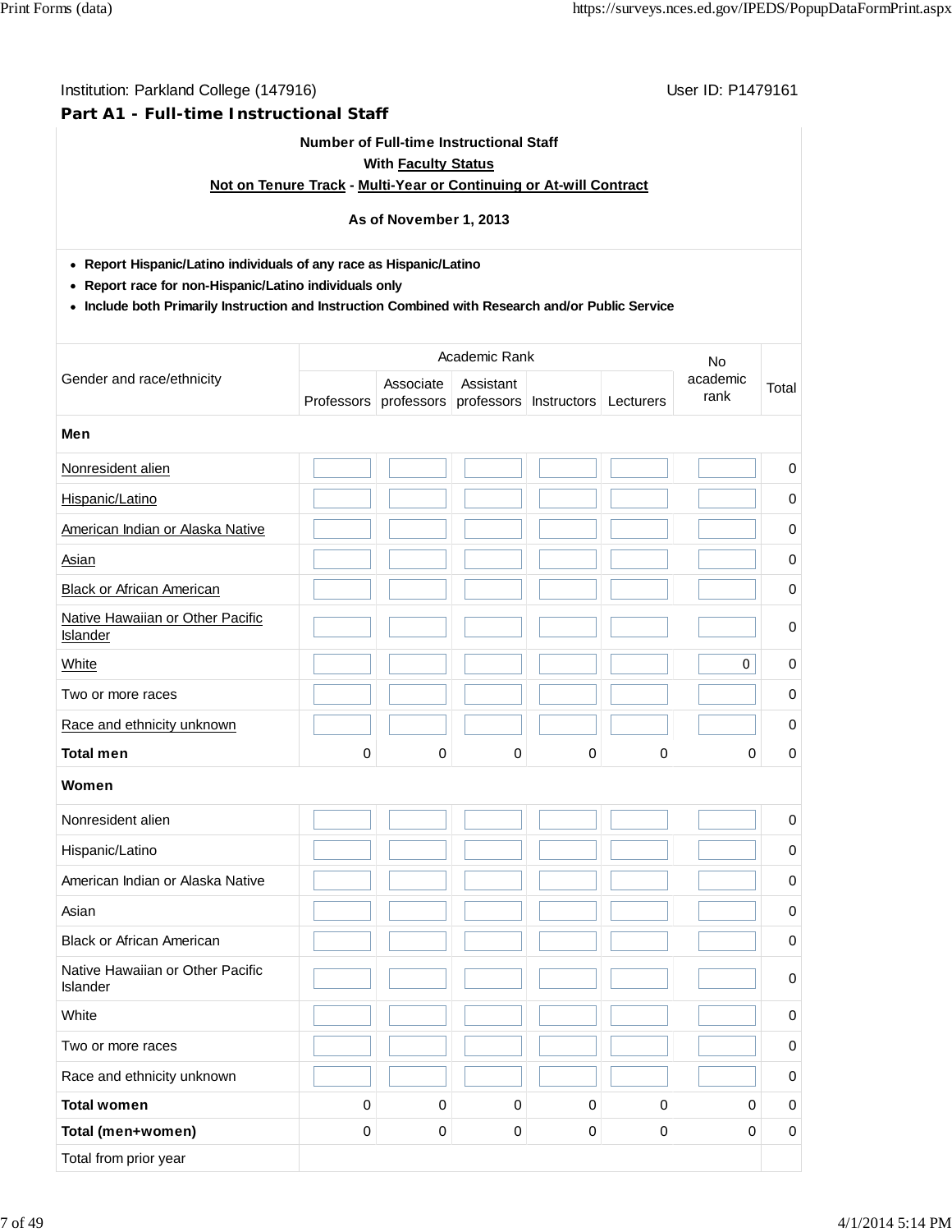Institution: Parkland College (147916) User ID: P1479161

## Part A1 - Full-time Instructional Staff

**Number of Full-time Instructional Staff**

**With Faculty Status**

**Not on Tenure Track - Multi-Year or Continuing or At-will Contract**

**As of November 1, 2013**

- **Report Hispanic/Latino individuals of any race as Hispanic/Latino**
- **Report race for non-Hispanic/Latino individuals only**
- **Include both Primarily Instruction and Instruction Combined with Research and/or Public Service**

| Gender and race/ethnicity | Academic Rank | | | | | No academic rank | Total |
|---|---|---|---|---|---|---|---|
| | Professors | Associate professors | Assistant professors | Instructors | Lecturers | | |
| **Men** | | | | | | | |
| Nonresident alien | | | | | | | 0 |
| Hispanic/Latino | | | | | | | 0 |
| American Indian or Alaska Native | | | | | | | 0 |
| Asian | | | | | | | 0 |
| Black or African American | | | | | | | 0 |
| Native Hawaiian or Other Pacific Islander | | | | | | | 0 |
| White | | | | | | 0 | 0 |
| Two or more races | | | | | | | 0 |
| Race and ethnicity unknown | | | | | | | 0 |
| **Total men** | 0 | 0 | 0 | 0 | 0 | 0 | 0 |
| **Women** | | | | | | | |
| Nonresident alien | | | | | | | 0 |
| Hispanic/Latino | | | | | | | 0 |
| American Indian or Alaska Native | | | | | | | 0 |
| Asian | | | | | | | 0 |
| Black or African American | | | | | | | 0 |
| Native Hawaiian or Other Pacific Islander | | | | | | | 0 |
| White | | | | | | | 0 |
| Two or more races | | | | | | | 0 |
| Race and ethnicity unknown | | | | | | | 0 |
| **Total women** | 0 | 0 | 0 | 0 | 0 | 0 | 0 |
| **Total (men+women)** | 0 | 0 | 0 | 0 | 0 | 0 | 0 |
| Total from prior year | | | | | | | |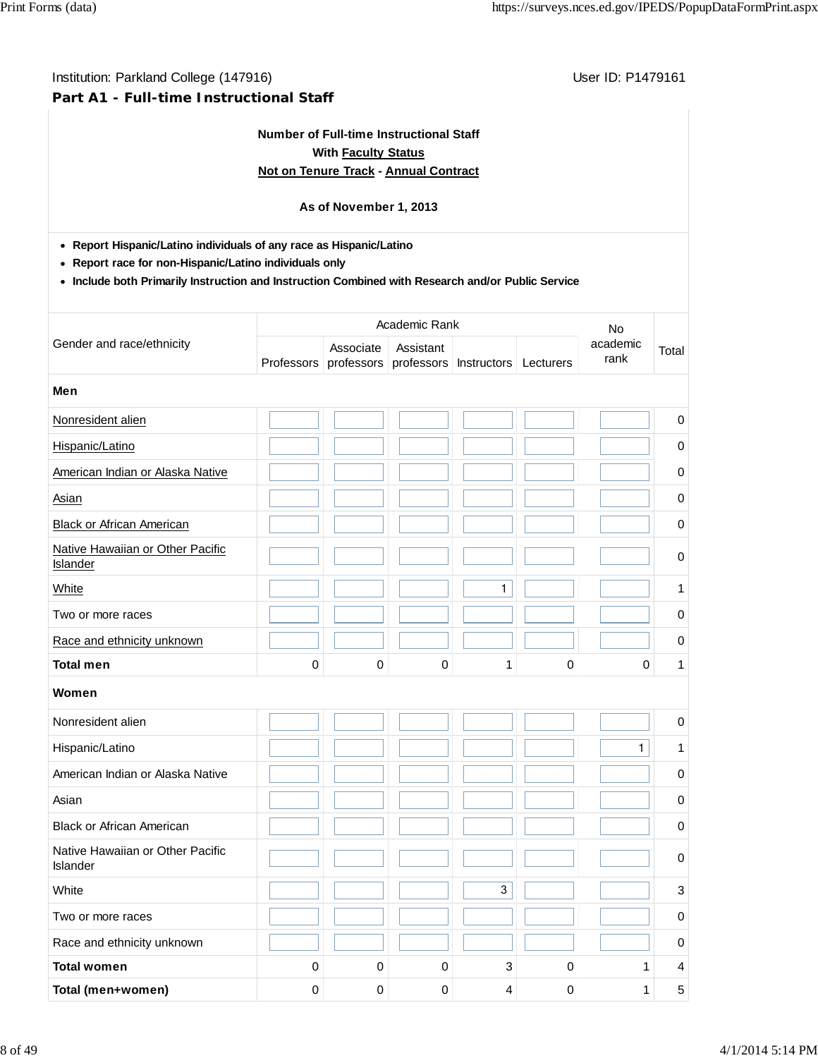Institution: Parkland College (147916)

User ID: P1479161

## Part A1 - Full-time Instructional Staff

**Number of Full-time Instructional Staff**
**With Faculty Status**
**Not on Tenure Track - Annual Contract**

**As of November 1, 2013**

- **Report Hispanic/Latino individuals of any race as Hispanic/Latino**
- **Report race for non-Hispanic/Latino individuals only**
- **Include both Primarily Instruction and Instruction Combined with Research and/or Public Service**

| Gender and race/ethnicity | Academic Rank | | | | | No academic rank | Total |
|---|---|---|---|---|---|---|---|
| | Professors | Associate professors | Assistant professors | Instructors | Lecturers | | |
| **Men** | | | | | | | |
| Nonresident alien | | | | | | | 0 |
| Hispanic/Latino | | | | | | | 0 |
| American Indian or Alaska Native | | | | | | | 0 |
| Asian | | | | | | | 0 |
| Black or African American | | | | | | | 0 |
| Native Hawaiian or Other Pacific Islander | | | | | | | 0 |
| White | | | | 1 | | | 1 |
| Two or more races | | | | | | | 0 |
| Race and ethnicity unknown | | | | | | | 0 |
| **Total men** | 0 | 0 | 0 | 1 | 0 | 0 | 1 |
| **Women** | | | | | | | |
| Nonresident alien | | | | | | | 0 |
| Hispanic/Latino | | | | | | 1 | 1 |
| American Indian or Alaska Native | | | | | | | 0 |
| Asian | | | | | | | 0 |
| Black or African American | | | | | | | 0 |
| Native Hawaiian or Other Pacific Islander | | | | | | | 0 |
| White | | | | 3 | | | 3 |
| Two or more races | | | | | | | 0 |
| Race and ethnicity unknown | | | | | | | 0 |
| **Total women** | 0 | 0 | 0 | 3 | 0 | 1 | 4 |
| **Total (men+women)** | 0 | 0 | 0 | 4 | 0 | 1 | 5 |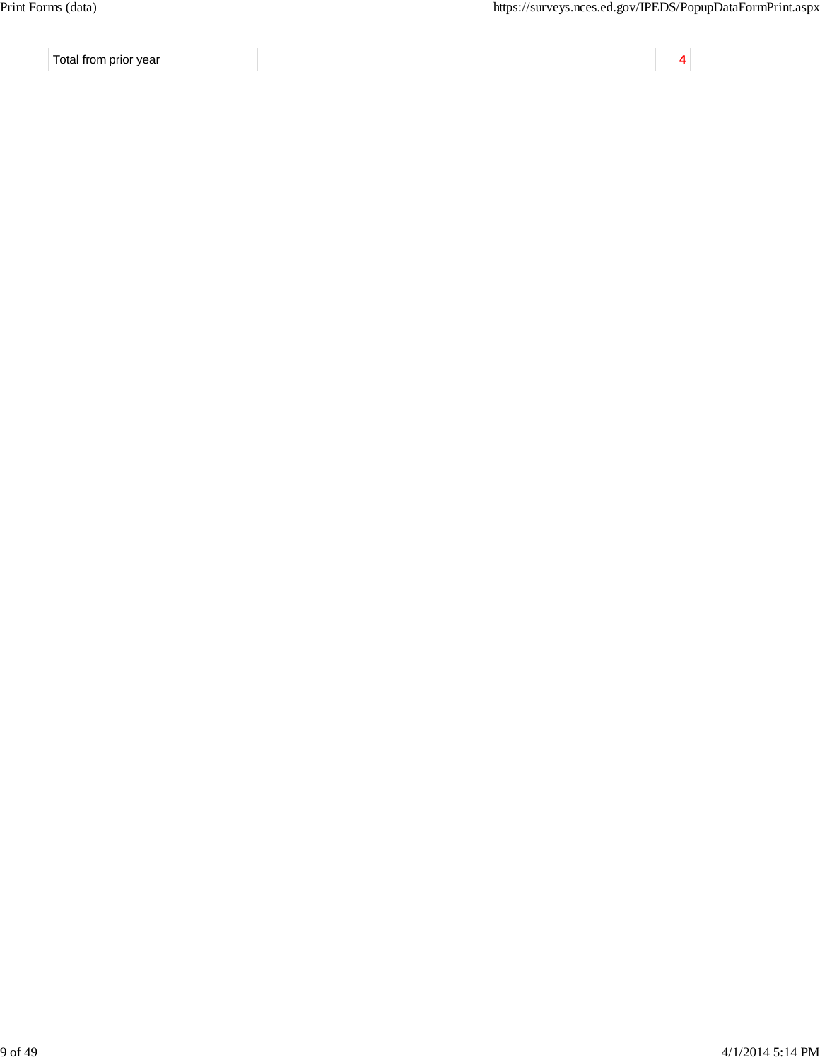| Total from prior year | | 4 |
|---|---|---|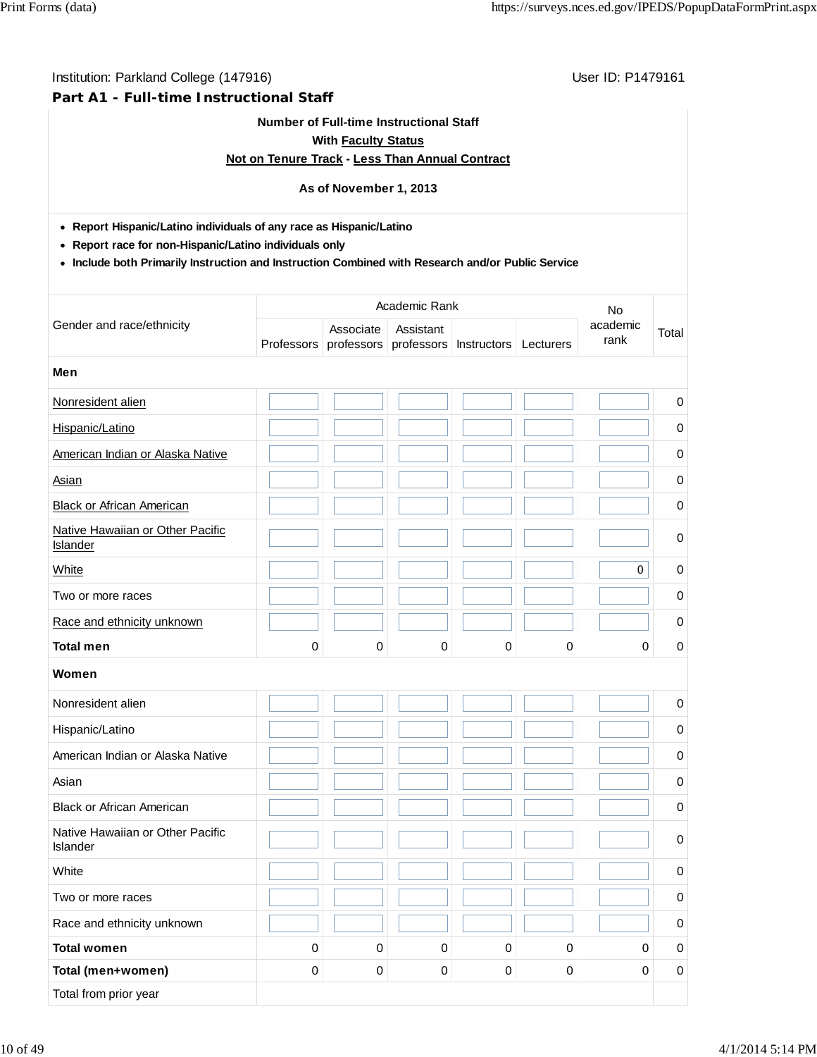Institution: Parkland College (147916)

User ID: P1479161

## Part A1 - Full-time Instructional Staff

**Number of Full-time Instructional Staff**
**With Faculty Status**
**Not on Tenure Track - Less Than Annual Contract**

**As of November 1, 2013**

- **Report Hispanic/Latino individuals of any race as Hispanic/Latino**
- **Report race for non-Hispanic/Latino individuals only**
- **Include both Primarily Instruction and Instruction Combined with Research and/or Public Service**

| Gender and race/ethnicity | Academic Rank | | | | | No academic rank | Total |
|---|---|---|---|---|---|---|---|
| | Professors | Associate professors | Assistant professors | Instructors | Lecturers | | |
| **Men** | | | | | | | |
| Nonresident alien | | | | | | | 0 |
| Hispanic/Latino | | | | | | | 0 |
| American Indian or Alaska Native | | | | | | | 0 |
| Asian | | | | | | | 0 |
| Black or African American | | | | | | | 0 |
| Native Hawaiian or Other Pacific Islander | | | | | | | 0 |
| White | | | | | | 0 | 0 |
| Two or more races | | | | | | | 0 |
| Race and ethnicity unknown | | | | | | | 0 |
| **Total men** | 0 | 0 | 0 | 0 | 0 | 0 | 0 |
| **Women** | | | | | | | |
| Nonresident alien | | | | | | | 0 |
| Hispanic/Latino | | | | | | | 0 |
| American Indian or Alaska Native | | | | | | | 0 |
| Asian | | | | | | | 0 |
| Black or African American | | | | | | | 0 |
| Native Hawaiian or Other Pacific Islander | | | | | | | 0 |
| White | | | | | | | 0 |
| Two or more races | | | | | | | 0 |
| Race and ethnicity unknown | | | | | | | 0 |
| **Total women** | 0 | 0 | 0 | 0 | 0 | 0 | 0 |
| **Total (men+women)** | 0 | 0 | 0 | 0 | 0 | 0 | 0 |
| Total from prior year | | | | | | | |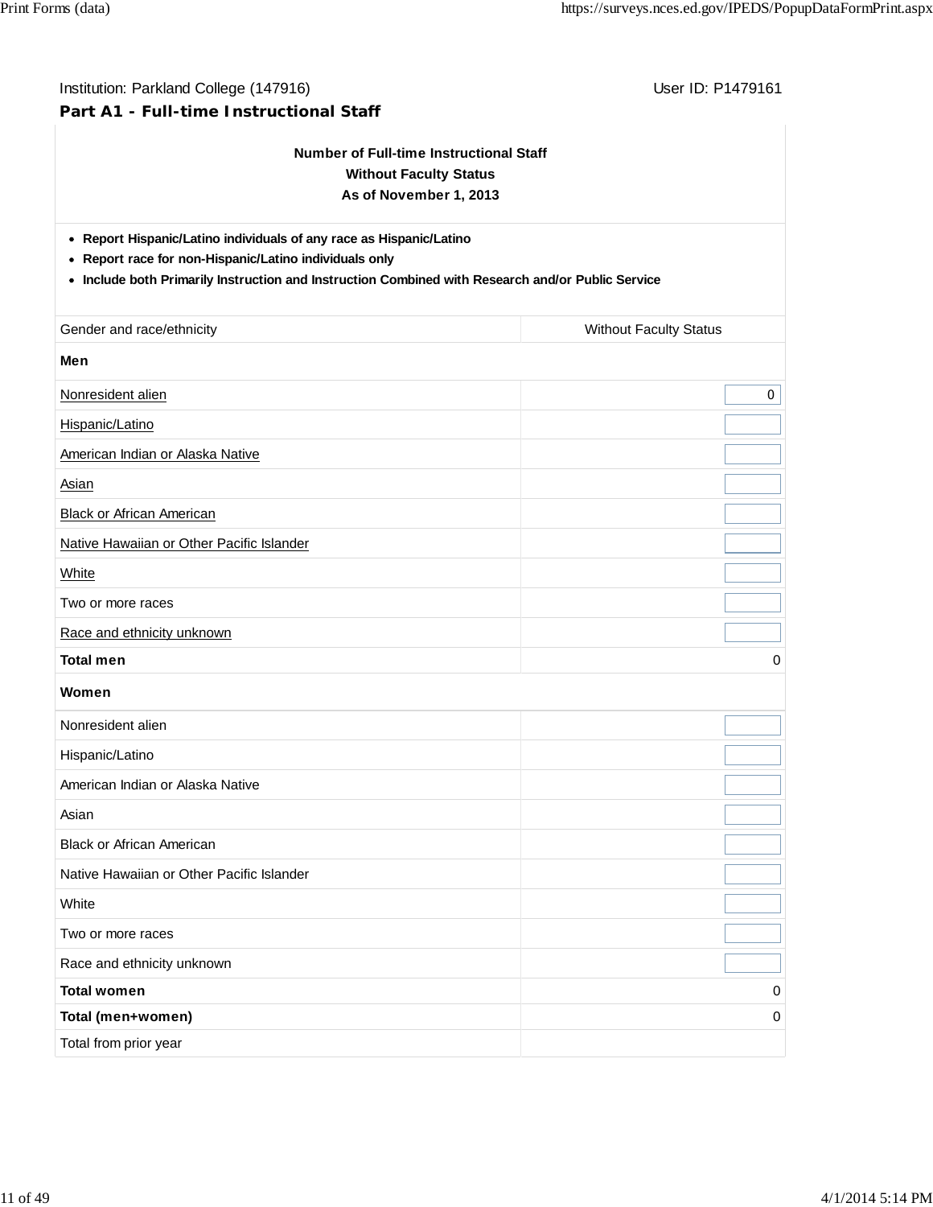Institution: Parkland College (147916) User ID: P1479161

## Part A1 - Full-time Instructional Staff

**Number of Full-time Instructional Staff**
**Without Faculty Status**
**As of November 1, 2013**

- **Report Hispanic/Latino individuals of any race as Hispanic/Latino**
- **Report race for non-Hispanic/Latino individuals only**
- **Include both Primarily Instruction and Instruction Combined with Research and/or Public Service**

| Gender and race/ethnicity | Without Faculty Status |
|---|---|
| **Men** | |
| Nonresident alien | 0 |
| Hispanic/Latino | |
| American Indian or Alaska Native | |
| Asian | |
| Black or African American | |
| Native Hawaiian or Other Pacific Islander | |
| White | |
| Two or more races | |
| Race and ethnicity unknown | |
| **Total men** | 0 |
| **Women** | |
| Nonresident alien | |
| Hispanic/Latino | |
| American Indian or Alaska Native | |
| Asian | |
| Black or African American | |
| Native Hawaiian or Other Pacific Islander | |
| White | |
| Two or more races | |
| Race and ethnicity unknown | |
| **Total women** | 0 |
| **Total (men+women)** | 0 |
| Total from prior year | |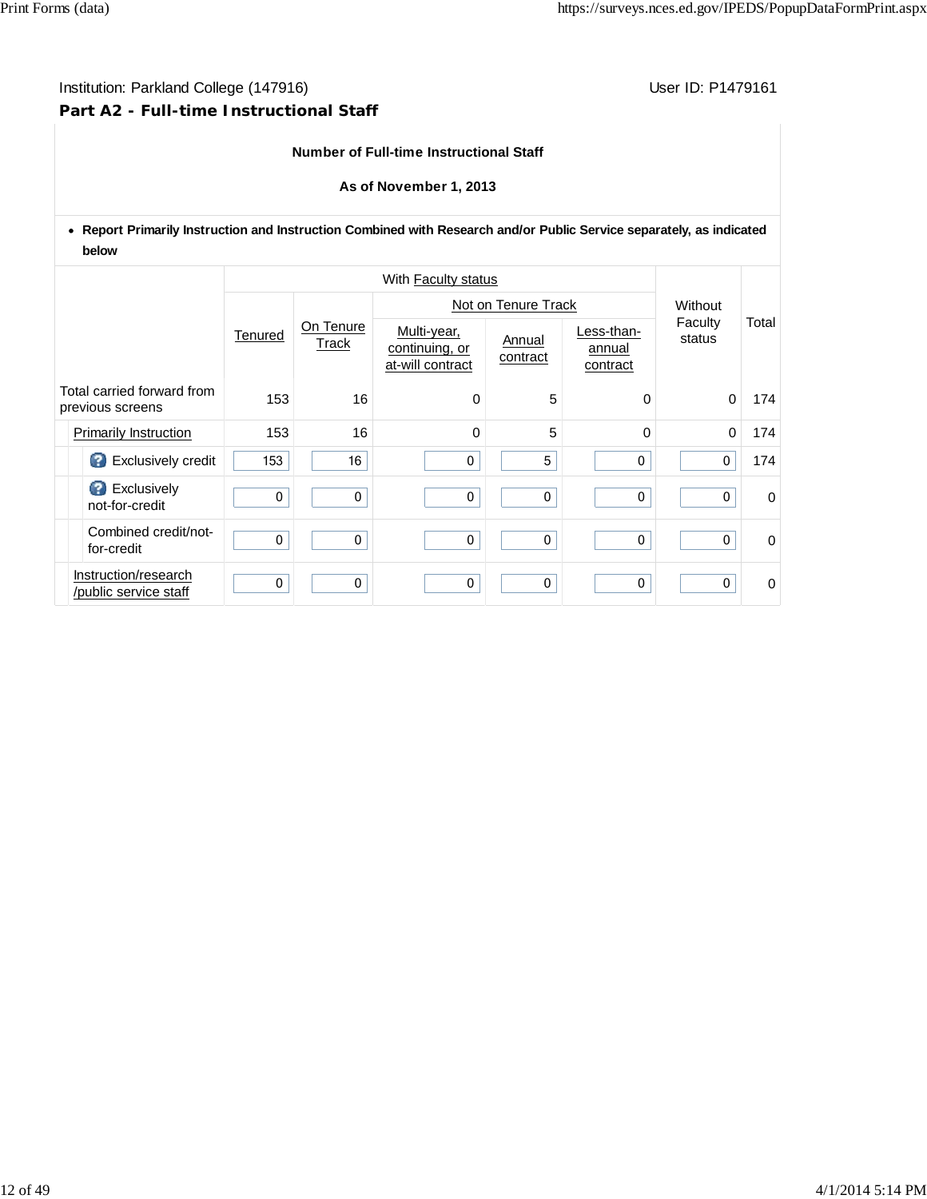Institution: Parkland College (147916)

User ID: P1479161

## Part A2 - Full-time Instructional Staff

**Number of Full-time Instructional Staff**

**As of November 1, 2013**

- **Report Primarily Instruction and Instruction Combined with Research and/or Public Service separately, as indicated below**

| | With Faculty status | | | | | Without Faculty status | Total |
|---|---|---|---|---|---|---|---|
| | Tenured | On Tenure Track | Not on Tenure Track | | | | |
| | | | Multi-year, continuing, or at-will contract | Annual contract | Less-than-annual contract | | |
| Total carried forward from previous screens | 153 | 16 | 0 | 5 | 0 | 0 | 174 |
| Primarily Instruction | 153 | 16 | 0 | 5 | 0 | 0 | 174 |
| Exclusively credit | 153 | 16 | 0 | 5 | 0 | 0 | 174 |
| Exclusively not-for-credit | 0 | 0 | 0 | 0 | 0 | 0 | 0 |
| Combined credit/not-for-credit | 0 | 0 | 0 | 0 | 0 | 0 | 0 |
| Instruction/research /public service staff | 0 | 0 | 0 | 0 | 0 | 0 | 0 |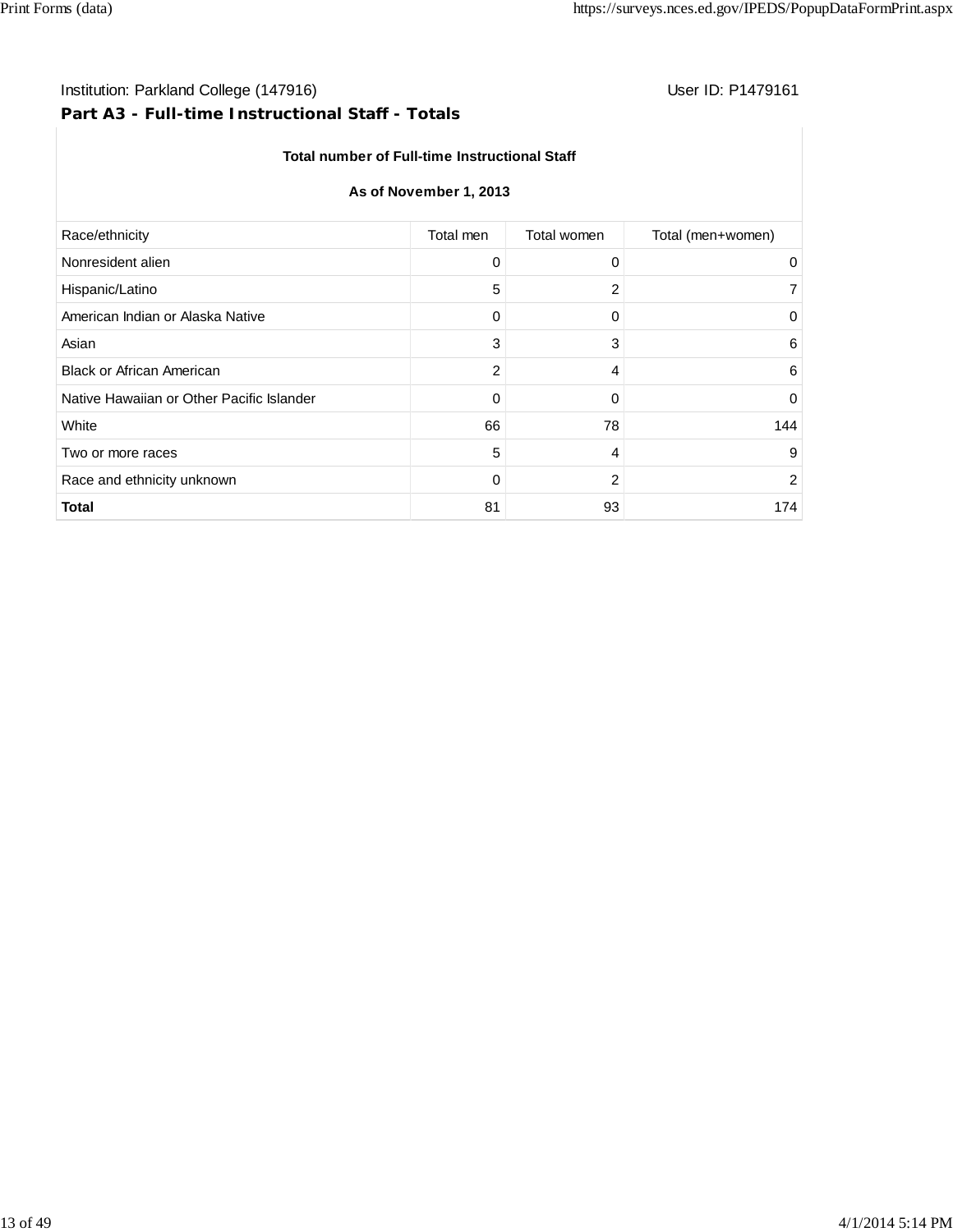Institution: Parkland College (147916) User ID: P1479161

## Part A3 - Full-time Instructional Staff - Totals

**Total number of Full-time Instructional Staff**

**As of November 1, 2013**

| Race/ethnicity | Total men | Total women | Total (men+women) |
|---|---|---|---|
| Nonresident alien | 0 | 0 | 0 |
| Hispanic/Latino | 5 | 2 | 7 |
| American Indian or Alaska Native | 0 | 0 | 0 |
| Asian | 3 | 3 | 6 |
| Black or African American | 2 | 4 | 6 |
| Native Hawaiian or Other Pacific Islander | 0 | 0 | 0 |
| White | 66 | 78 | 144 |
| Two or more races | 5 | 4 | 9 |
| Race and ethnicity unknown | 0 | 2 | 2 |
| **Total** | 81 | 93 | 174 |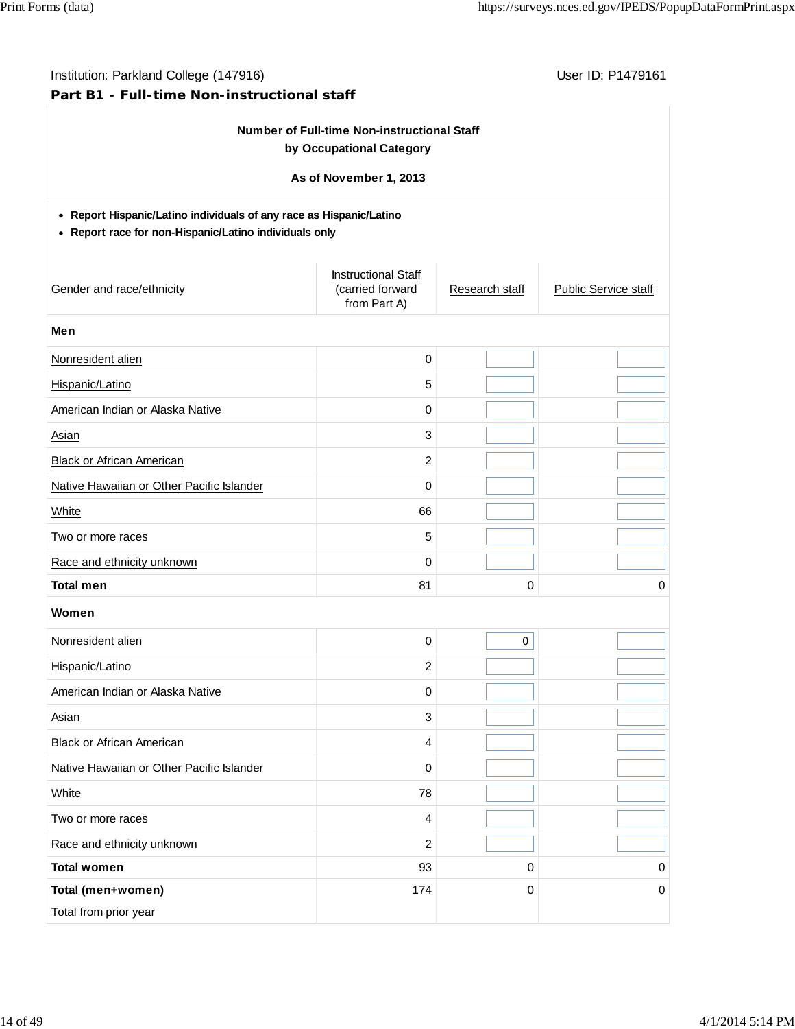Institution: Parkland College (147916)

User ID: P1479161

**Part B1 - Full-time Non-instructional staff**

**Number of Full-time Non-instructional Staff by Occupational Category**

**As of November 1, 2013**

- **Report Hispanic/Latino individuals of any race as Hispanic/Latino**
- **Report race for non-Hispanic/Latino individuals only**

| Gender and race/ethnicity | Instructional Staff (carried forward from Part A) | Research staff | Public Service staff |
|---|---|---|---|
| **Men** | | | |
| Nonresident alien | 0 | | |
| Hispanic/Latino | 5 | | |
| American Indian or Alaska Native | 0 | | |
| Asian | 3 | | |
| Black or African American | 2 | | |
| Native Hawaiian or Other Pacific Islander | 0 | | |
| White | 66 | | |
| Two or more races | 5 | | |
| Race and ethnicity unknown | 0 | | |
| **Total men** | 81 | 0 | 0 |
| **Women** | | | |
| Nonresident alien | 0 | 0 | |
| Hispanic/Latino | 2 | | |
| American Indian or Alaska Native | 0 | | |
| Asian | 3 | | |
| Black or African American | 4 | | |
| Native Hawaiian or Other Pacific Islander | 0 | | |
| White | 78 | | |
| Two or more races | 4 | | |
| Race and ethnicity unknown | 2 | | |
| **Total women** | 93 | 0 | 0 |
| **Total (men+women)** | 174 | 0 | 0 |
| Total from prior year | | | |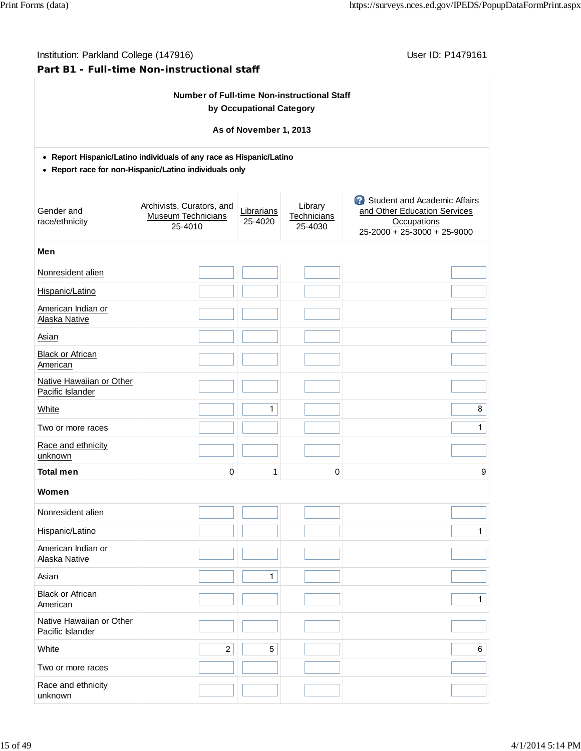Institution: Parkland College (147916)

User ID: P1479161

## Part B1 - Full-time Non-instructional staff

**Number of Full-time Non-instructional Staff by Occupational Category**

**As of November 1, 2013**

- **Report Hispanic/Latino individuals of any race as Hispanic/Latino**
- **Report race for non-Hispanic/Latino individuals only**

| Gender and race/ethnicity | Archivists, Curators, and Museum Technicians 25-4010 | Librarians 25-4020 | Library Technicians 25-4030 | Student and Academic Affairs and Other Education Services Occupations 25-2000 + 25-3000 + 25-9000 |
|---|---|---|---|---|
| **Men** | | | | |
| Nonresident alien | | | | |
| Hispanic/Latino | | | | |
| American Indian or Alaska Native | | | | |
| Asian | | | | |
| Black or African American | | | | |
| Native Hawaiian or Other Pacific Islander | | | | |
| White | | 1 | | 8 |
| Two or more races | | | | 1 |
| Race and ethnicity unknown | | | | |
| **Total men** | 0 | 1 | 0 | 9 |
| **Women** | | | | |
| Nonresident alien | | | | |
| Hispanic/Latino | | | | 1 |
| American Indian or Alaska Native | | | | |
| Asian | | 1 | | |
| Black or African American | | | | 1 |
| Native Hawaiian or Other Pacific Islander | | | | |
| White | 2 | 5 | | 6 |
| Two or more races | | | | |
| Race and ethnicity unknown | | | | |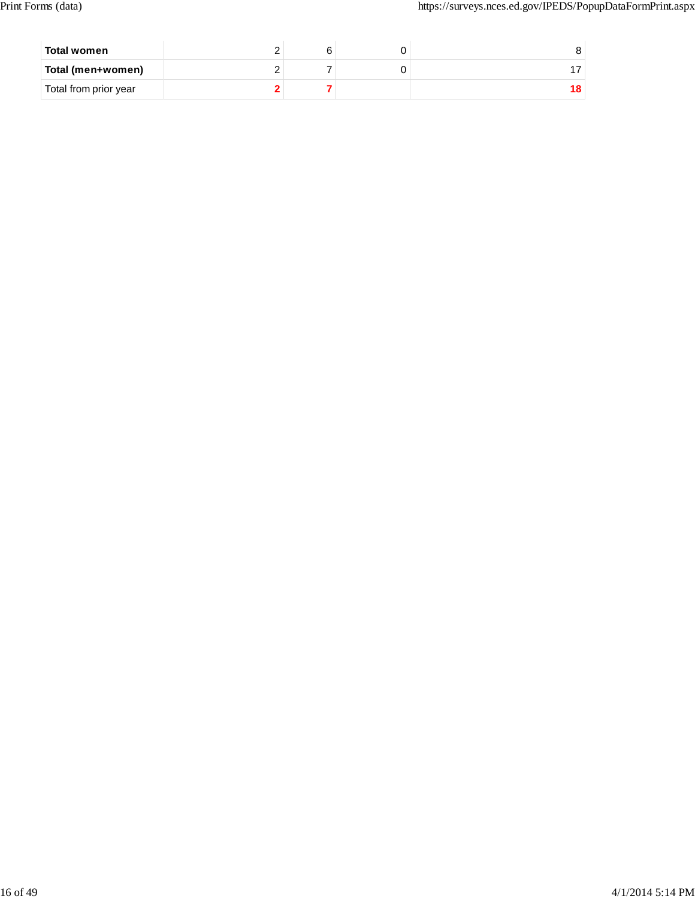| | | | | |
|---|---|---|---|---|
| **Total women** | 2 | 6 | 0 | 8 |
| **Total (men+women)** | 2 | 7 | 0 | 17 |
| Total from prior year | **2** | **7** | | **18** |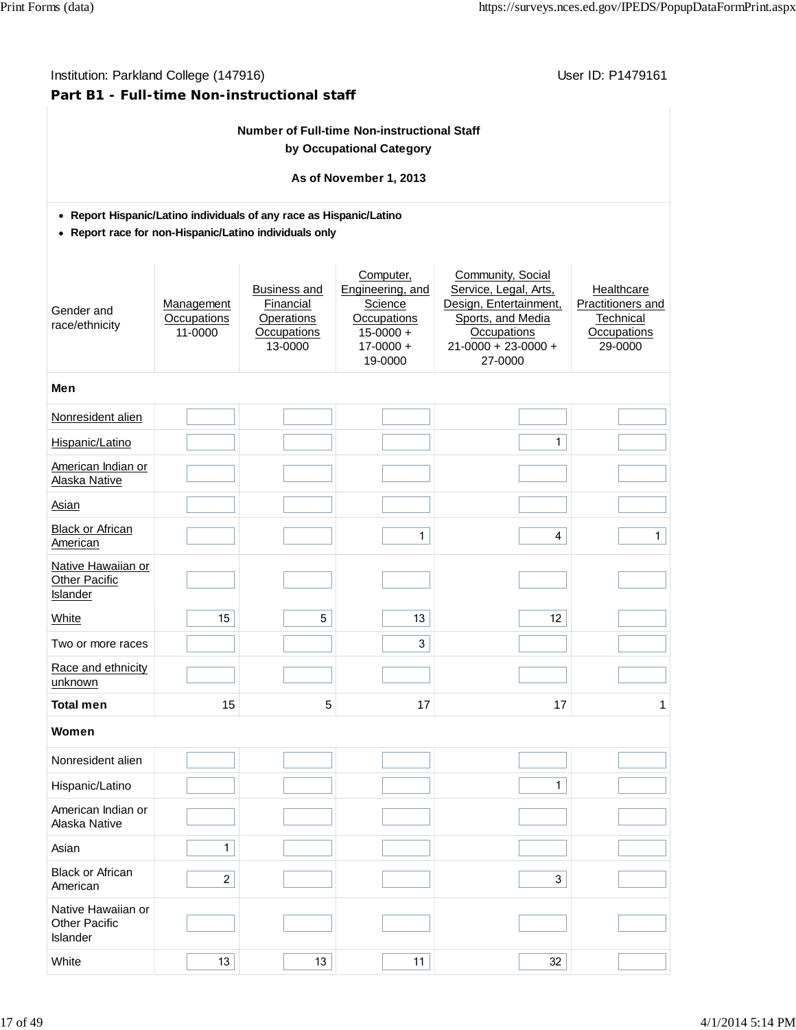Institution: Parkland College (147916)

User ID: P1479161

## Part B1 - Full-time Non-instructional staff

**Number of Full-time Non-instructional Staff by Occupational Category**

**As of November 1, 2013**

- **Report Hispanic/Latino individuals of any race as Hispanic/Latino**
- **Report race for non-Hispanic/Latino individuals only**

| Gender and race/ethnicity | Management Occupations 11-0000 | Business and Financial Operations Occupations 13-0000 | Computer, Engineering, and Science Occupations 15-0000 + 17-0000 + 19-0000 | Community, Social Service, Legal, Arts, Design, Entertainment, Sports, and Media Occupations 21-0000 + 23-0000 + 27-0000 | Healthcare Practitioners and Technical Occupations 29-0000 |
|---|---|---|---|---|---|
| **Men** | | | | | |
| Nonresident alien | | | | | |
| Hispanic/Latino | | | | 1 | |
| American Indian or Alaska Native | | | | | |
| Asian | | | | | |
| Black or African American | | | 1 | 4 | 1 |
| Native Hawaiian or Other Pacific Islander | | | | | |
| White | 15 | 5 | 13 | 12 | |
| Two or more races | | | 3 | | |
| Race and ethnicity unknown | | | | | |
| **Total men** | 15 | 5 | 17 | 17 | 1 |
| **Women** | | | | | |
| Nonresident alien | | | | | |
| Hispanic/Latino | | | | 1 | |
| American Indian or Alaska Native | | | | | |
| Asian | 1 | | | | |
| Black or African American | 2 | | | 3 | |
| Native Hawaiian or Other Pacific Islander | | | | | |
| White | 13 | 13 | 11 | 32 | |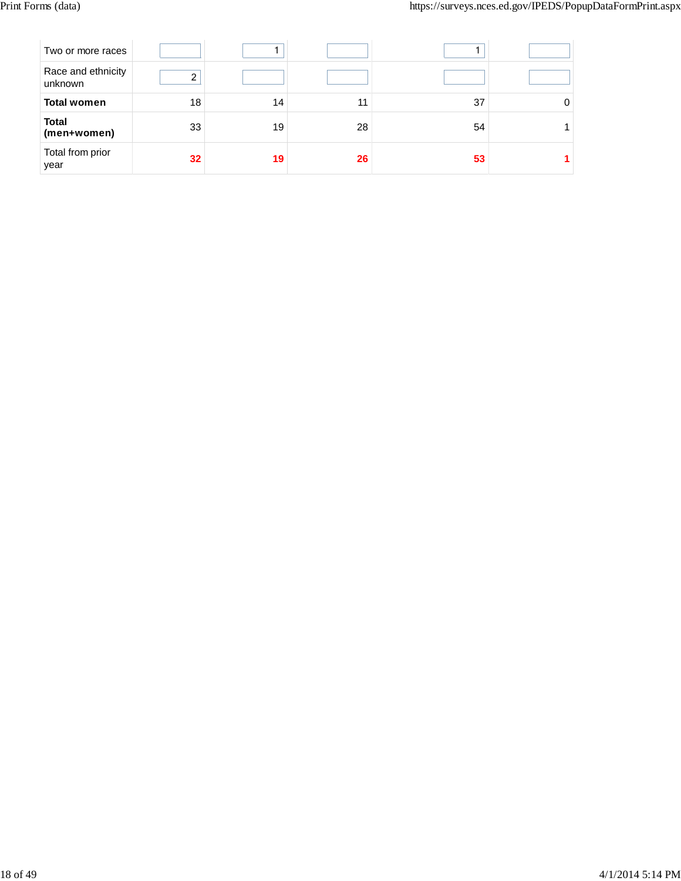| | | | | | |
|---|---|---|---|---|---|
| Two or more races | | 1 | | 1 | |
| Race and ethnicity unknown | 2 | | | | |
| **Total women** | 18 | 14 | 11 | 37 | 0 |
| **Total (men+women)** | 33 | 19 | 28 | 54 | 1 |
| Total from prior year | **32** | **19** | **26** | **53** | **1** |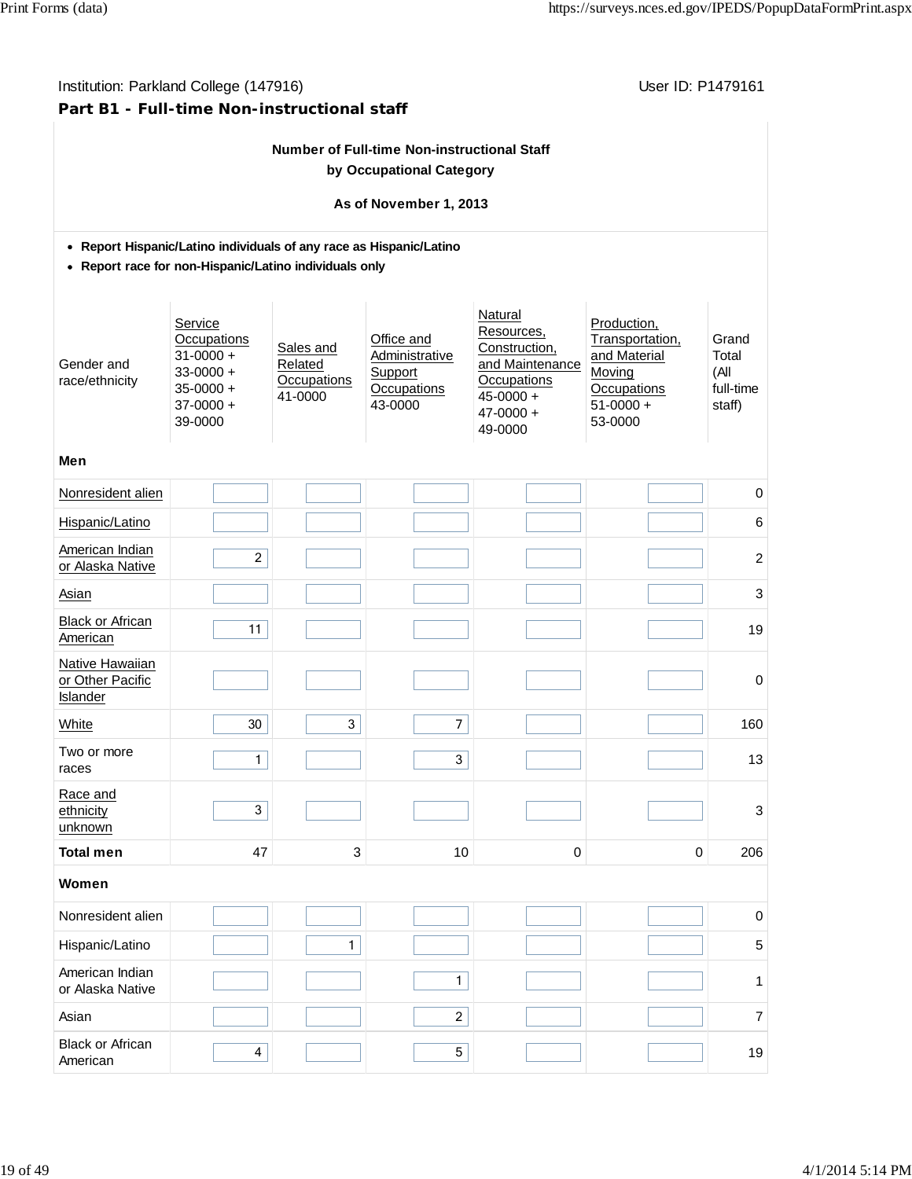Institution: Parkland College (147916)

User ID: P1479161

## Part B1 - Full-time Non-instructional staff

**Number of Full-time Non-instructional Staff by Occupational Category**

**As of November 1, 2013**

- **Report Hispanic/Latino individuals of any race as Hispanic/Latino**
- **Report race for non-Hispanic/Latino individuals only**

| Gender and race/ethnicity | Service Occupations 31-0000 + 33-0000 + 35-0000 + 37-0000 + 39-0000 | Sales and Related Occupations 41-0000 | Office and Administrative Support Occupations 43-0000 | Natural Resources, Construction, and Maintenance Occupations 45-0000 + 47-0000 + 49-0000 | Production, Transportation, and Material Moving Occupations 51-0000 + 53-0000 | Grand Total (All full-time staff) |
|---|---|---|---|---|---|---|
| **Men** | | | | | | |
| Nonresident alien | | | | | | 0 |
| Hispanic/Latino | | | | | | 6 |
| American Indian or Alaska Native | 2 | | | | | 2 |
| Asian | | | | | | 3 |
| Black or African American | 11 | | | | | 19 |
| Native Hawaiian or Other Pacific Islander | | | | | | 0 |
| White | 30 | 3 | 7 | | | 160 |
| Two or more races | 1 | | 3 | | | 13 |
| Race and ethnicity unknown | 3 | | | | | 3 |
| **Total men** | 47 | 3 | 10 | 0 | 0 | 206 |
| **Women** | | | | | | |
| Nonresident alien | | | | | | 0 |
| Hispanic/Latino | | 1 | | | | 5 |
| American Indian or Alaska Native | | | 1 | | | 1 |
| Asian | | | 2 | | | 7 |
| Black or African American | 4 | | 5 | | | 19 |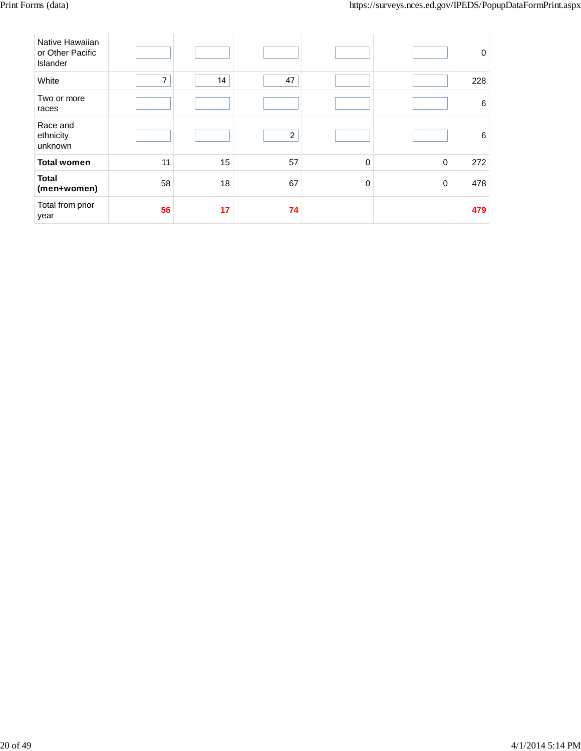| | | | | | | |
|---|---|---|---|---|---|---|
| Native Hawaiian or Other Pacific Islander | | | | | | 0 |
| White | 7 | 14 | 47 | | | 228 |
| Two or more races | | | | | | 6 |
| Race and ethnicity unknown | | | 2 | | | 6 |
| **Total women** | 11 | 15 | 57 | 0 | 0 | 272 |
| **Total (men+women)** | 58 | 18 | 67 | 0 | 0 | 478 |
| Total from prior year | **56** | **17** | **74** | | | **479** |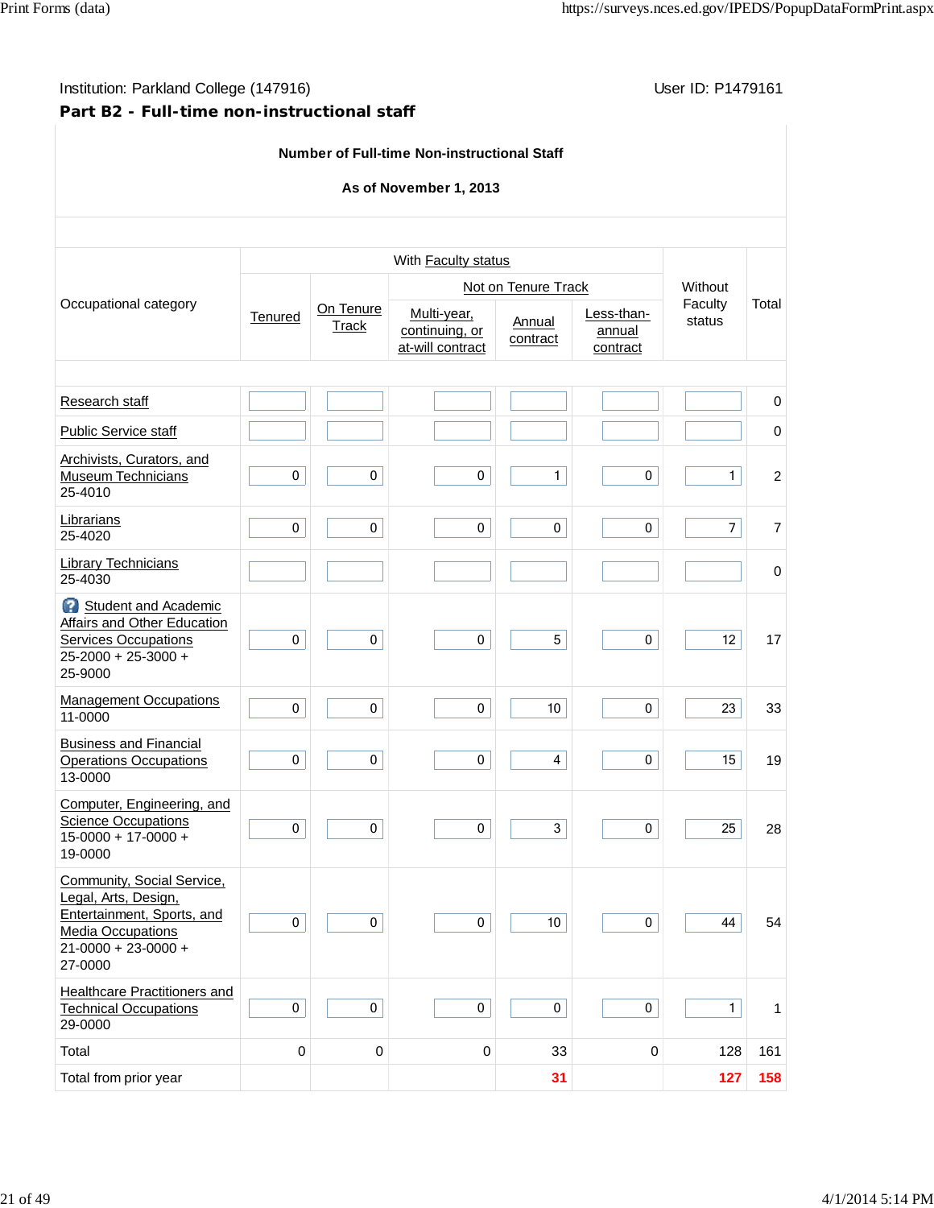Institution: Parkland College (147916)

User ID: P1479161

**Part B2 - Full-time non-instructional staff**

**Number of Full-time Non-instructional Staff**

**As of November 1, 2013**

| Occupational category | With Faculty status | | | | | Without Faculty status | Total |
|---|---|---|---|---|---|---|---|
| | Tenured | On Tenure Track | Not on Tenure Track | | | | |
| | | | Multi-year, continuing, or at-will contract | Annual contract | Less-than-annual contract | | |
| Research staff | | | | | | | 0 |
| Public Service staff | | | | | | | 0 |
| Archivists, Curators, and Museum Technicians 25-4010 | 0 | 0 | 0 | 1 | 0 | 1 | 2 |
| Librarians 25-4020 | 0 | 0 | 0 | 0 | 0 | 7 | 7 |
| Library Technicians 25-4030 | | | | | | | 0 |
| Student and Academic Affairs and Other Education Services Occupations 25-2000 + 25-3000 + 25-9000 | 0 | 0 | 0 | 5 | 0 | 12 | 17 |
| Management Occupations 11-0000 | 0 | 0 | 0 | 10 | 0 | 23 | 33 |
| Business and Financial Operations Occupations 13-0000 | 0 | 0 | 0 | 4 | 0 | 15 | 19 |
| Computer, Engineering, and Science Occupations 15-0000 + 17-0000 + 19-0000 | 0 | 0 | 0 | 3 | 0 | 25 | 28 |
| Community, Social Service, Legal, Arts, Design, Entertainment, Sports, and Media Occupations 21-0000 + 23-0000 + 27-0000 | 0 | 0 | 0 | 10 | 0 | 44 | 54 |
| Healthcare Practitioners and Technical Occupations 29-0000 | 0 | 0 | 0 | 0 | 0 | 1 | 1 |
| Total | 0 | 0 | 0 | 33 | 0 | 128 | 161 |
| Total from prior year | | | | 31 | | 127 | 158 |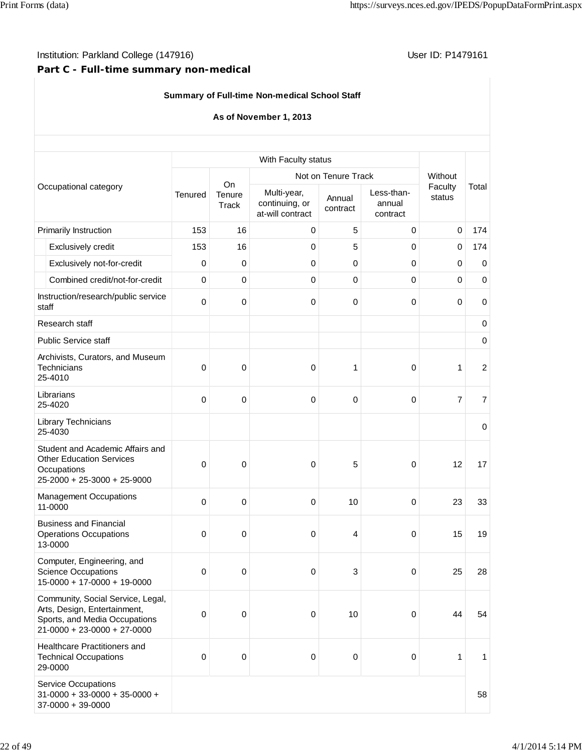Institution: Parkland College (147916) User ID: P1479161

## Part C - Full-time summary non-medical

**Summary of Full-time Non-medical School Staff**

**As of November 1, 2013**

| Occupational category | With Faculty status | | | | | Without Faculty status | Total |
|---|---|---|---|---|---|---|---|
| | Tenured | On Tenure Track | Not on Tenure Track | | | | |
| | | | Multi-year, continuing, or at-will contract | Annual contract | Less-than-annual contract | | |
| Primarily Instruction | 153 | 16 | 0 | 5 | 0 | 0 | 174 |
| Exclusively credit | 153 | 16 | 0 | 5 | 0 | 0 | 174 |
| Exclusively not-for-credit | 0 | 0 | 0 | 0 | 0 | 0 | 0 |
| Combined credit/not-for-credit | 0 | 0 | 0 | 0 | 0 | 0 | 0 |
| Instruction/research/public service staff | 0 | 0 | 0 | 0 | 0 | 0 | 0 |
| Research staff | | | | | | | 0 |
| Public Service staff | | | | | | | 0 |
| Archivists, Curators, and Museum Technicians 25-4010 | 0 | 0 | 0 | 1 | 0 | 1 | 2 |
| Librarians 25-4020 | 0 | 0 | 0 | 0 | 0 | 7 | 7 |
| Library Technicians 25-4030 | | | | | | | 0 |
| Student and Academic Affairs and Other Education Services Occupations 25-2000 + 25-3000 + 25-9000 | 0 | 0 | 0 | 5 | 0 | 12 | 17 |
| Management Occupations 11-0000 | 0 | 0 | 0 | 10 | 0 | 23 | 33 |
| Business and Financial Operations Occupations 13-0000 | 0 | 0 | 0 | 4 | 0 | 15 | 19 |
| Computer, Engineering, and Science Occupations 15-0000 + 17-0000 + 19-0000 | 0 | 0 | 0 | 3 | 0 | 25 | 28 |
| Community, Social Service, Legal, Arts, Design, Entertainment, Sports, and Media Occupations 21-0000 + 23-0000 + 27-0000 | 0 | 0 | 0 | 10 | 0 | 44 | 54 |
| Healthcare Practitioners and Technical Occupations 29-0000 | 0 | 0 | 0 | 0 | 0 | 1 | 1 |
| Service Occupations 31-0000 + 33-0000 + 35-0000 + 37-0000 + 39-0000 | | | | | | | 58 |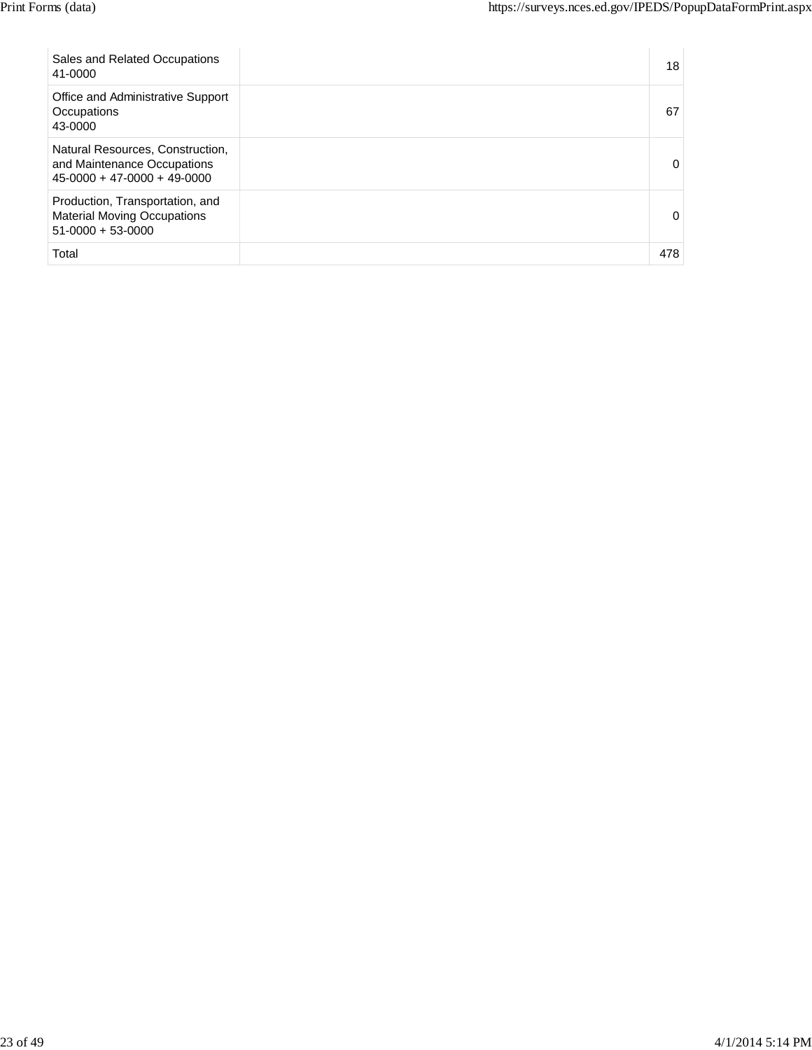| | | |
|---|---|---|
| Sales and Related Occupations 41-0000 | | 18 |
| Office and Administrative Support Occupations 43-0000 | | 67 |
| Natural Resources, Construction, and Maintenance Occupations 45-0000 + 47-0000 + 49-0000 | | 0 |
| Production, Transportation, and Material Moving Occupations 51-0000 + 53-0000 | | 0 |
| Total | | 478 |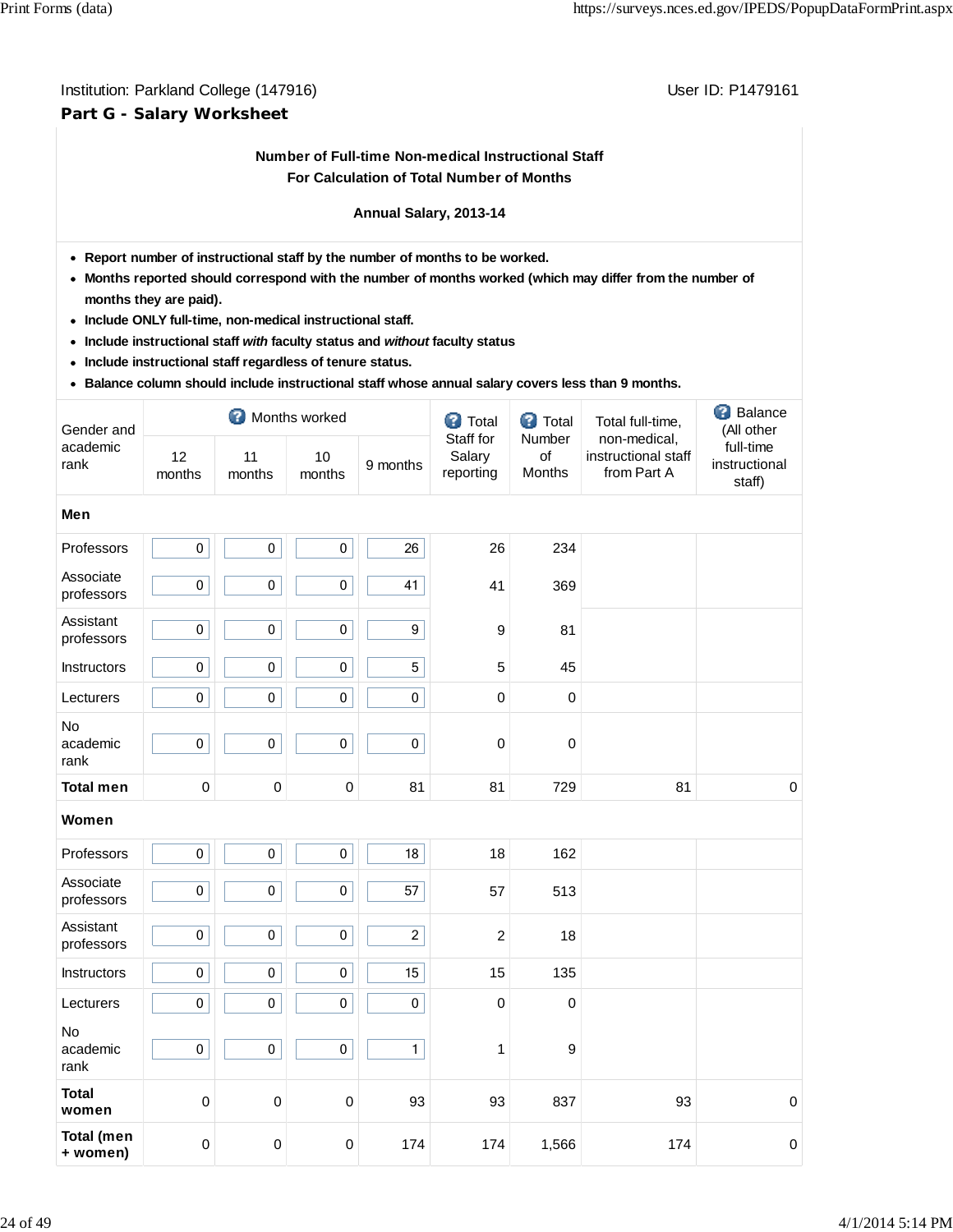Institution: Parkland College (147916)

User ID: P1479161

## Part G - Salary Worksheet

**Number of Full-time Non-medical Instructional Staff**
**For Calculation of Total Number of Months**

**Annual Salary, 2013-14**

- **Report number of instructional staff by the number of months to be worked.**
- **Months reported should correspond with the number of months worked (which may differ from the number of months they are paid).**
- **Include ONLY full-time, non-medical instructional staff.**
- **Include instructional staff *with* faculty status and *without* faculty status**
- **Include instructional staff regardless of tenure status.**
- **Balance column should include instructional staff whose annual salary covers less than 9 months.**

| Gender and academic rank | Months worked | | | | Total Staff for Salary reporting | Total Number of Months | Total full-time, non-medical, instructional staff from Part A | Balance (All other full-time instructional staff) |
|---|---|---|---|---|---|---|---|---|
| | 12 months | 11 months | 10 months | 9 months | | | | |
| **Men** | | | | | | | | |
| Professors | 0 | 0 | 0 | 26 | 26 | 234 | | |
| Associate professors | 0 | 0 | 0 | 41 | 41 | 369 | | |
| Assistant professors | 0 | 0 | 0 | 9 | 9 | 81 | | |
| Instructors | 0 | 0 | 0 | 5 | 5 | 45 | | |
| Lecturers | 0 | 0 | 0 | 0 | 0 | 0 | | |
| No academic rank | 0 | 0 | 0 | 0 | 0 | 0 | | |
| **Total men** | 0 | 0 | 0 | 81 | 81 | 729 | 81 | 0 |
| **Women** | | | | | | | | |
| Professors | 0 | 0 | 0 | 18 | 18 | 162 | | |
| Associate professors | 0 | 0 | 0 | 57 | 57 | 513 | | |
| Assistant professors | 0 | 0 | 0 | 2 | 2 | 18 | | |
| Instructors | 0 | 0 | 0 | 15 | 15 | 135 | | |
| Lecturers | 0 | 0 | 0 | 0 | 0 | 0 | | |
| No academic rank | 0 | 0 | 0 | 1 | 1 | 9 | | |
| **Total women** | 0 | 0 | 0 | 93 | 93 | 837 | 93 | 0 |
| **Total (men + women)** | 0 | 0 | 0 | 174 | 174 | 1,566 | 174 | 0 |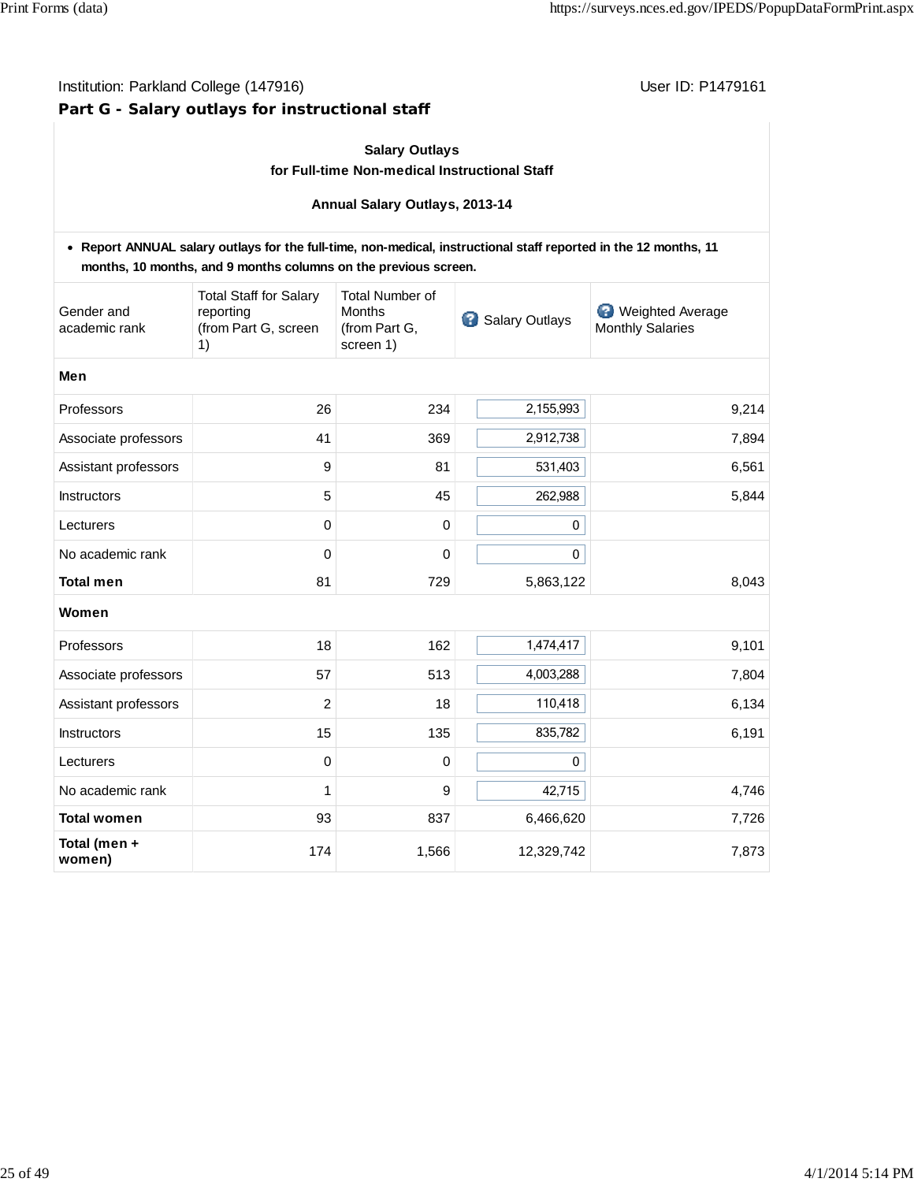Institution: Parkland College (147916)

User ID: P1479161

## Part G - Salary outlays for instructional staff

**Salary Outlays**
**for Full-time Non-medical Instructional Staff**

**Annual Salary Outlays, 2013-14**

- **Report ANNUAL salary outlays for the full-time, non-medical, instructional staff reported in the 12 months, 11 months, 10 months, and 9 months columns on the previous screen.**

| Gender and academic rank | Total Staff for Salary reporting (from Part G, screen 1) | Total Number of Months (from Part G, screen 1) | Salary Outlays | Weighted Average Monthly Salaries |
|---|---|---|---|---|
| **Men** | | | | |
| Professors | 26 | 234 | 2,155,993 | 9,214 |
| Associate professors | 41 | 369 | 2,912,738 | 7,894 |
| Assistant professors | 9 | 81 | 531,403 | 6,561 |
| Instructors | 5 | 45 | 262,988 | 5,844 |
| Lecturers | 0 | 0 | 0 | |
| No academic rank | 0 | 0 | 0 | |
| **Total men** | 81 | 729 | 5,863,122 | 8,043 |
| **Women** | | | | |
| Professors | 18 | 162 | 1,474,417 | 9,101 |
| Associate professors | 57 | 513 | 4,003,288 | 7,804 |
| Assistant professors | 2 | 18 | 110,418 | 6,134 |
| Instructors | 15 | 135 | 835,782 | 6,191 |
| Lecturers | 0 | 0 | 0 | |
| No academic rank | 1 | 9 | 42,715 | 4,746 |
| **Total women** | 93 | 837 | 6,466,620 | 7,726 |
| **Total (men + women)** | 174 | 1,566 | 12,329,742 | 7,873 |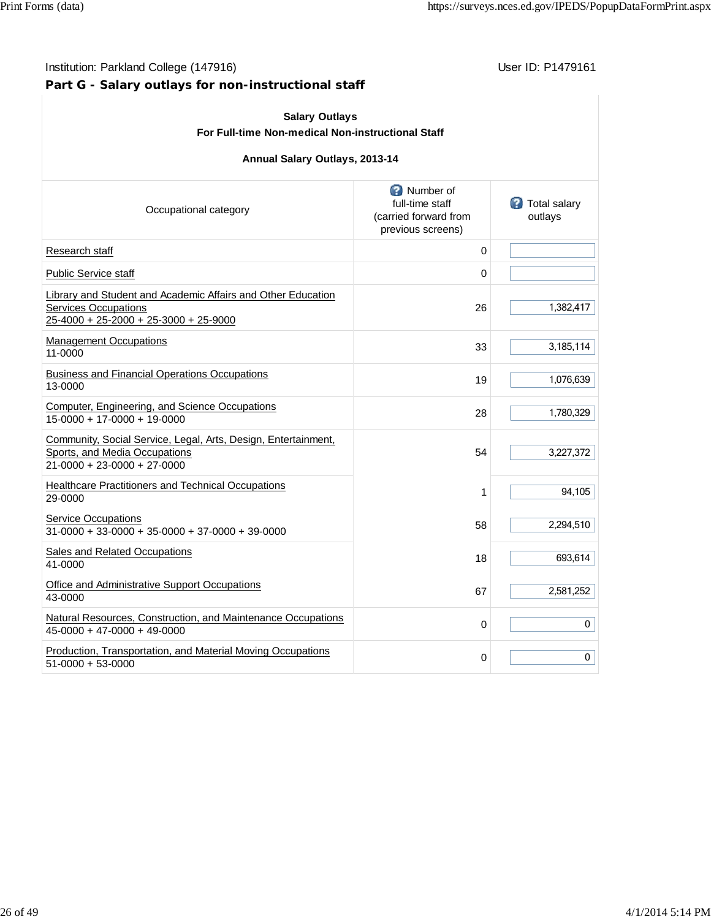Institution: Parkland College (147916) User ID: P1479161

## Part G - Salary outlays for non-instructional staff

**Salary Outlays**
**For Full-time Non-medical Non-instructional Staff**

**Annual Salary Outlays, 2013-14**

| Occupational category | Number of full-time staff (carried forward from previous screens) | Total salary outlays |
|---|---|---|
| Research staff | 0 | |
| Public Service staff | 0 | |
| Library and Student and Academic Affairs and Other Education Services Occupations 25-4000 + 25-2000 + 25-3000 + 25-9000 | 26 | 1,382,417 |
| Management Occupations 11-0000 | 33 | 3,185,114 |
| Business and Financial Operations Occupations 13-0000 | 19 | 1,076,639 |
| Computer, Engineering, and Science Occupations 15-0000 + 17-0000 + 19-0000 | 28 | 1,780,329 |
| Community, Social Service, Legal, Arts, Design, Entertainment, Sports, and Media Occupations 21-0000 + 23-0000 + 27-0000 | 54 | 3,227,372 |
| Healthcare Practitioners and Technical Occupations 29-0000 | 1 | 94,105 |
| Service Occupations 31-0000 + 33-0000 + 35-0000 + 37-0000 + 39-0000 | 58 | 2,294,510 |
| Sales and Related Occupations 41-0000 | 18 | 693,614 |
| Office and Administrative Support Occupations 43-0000 | 67 | 2,581,252 |
| Natural Resources, Construction, and Maintenance Occupations 45-0000 + 47-0000 + 49-0000 | 0 | 0 |
| Production, Transportation, and Material Moving Occupations 51-0000 + 53-0000 | 0 | 0 |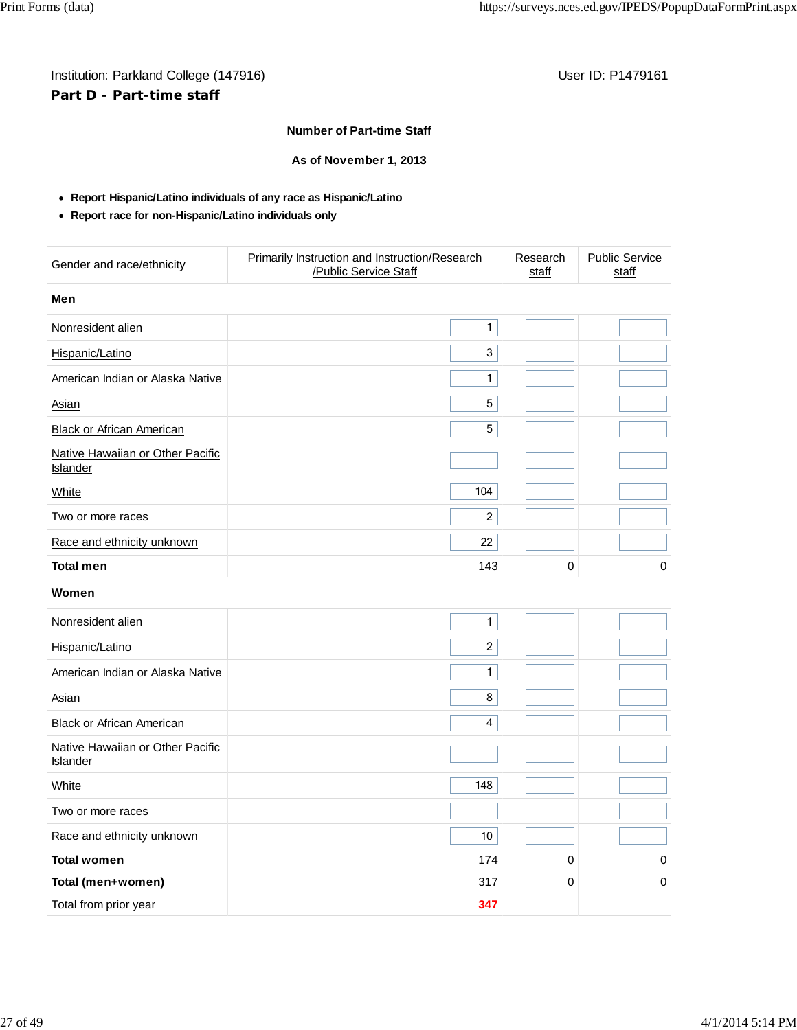Institution: Parkland College (147916)

User ID: P1479161

## Part D - Part-time staff

**Number of Part-time Staff**

**As of November 1, 2013**

- **Report Hispanic/Latino individuals of any race as Hispanic/Latino**
- **Report race for non-Hispanic/Latino individuals only**

| Gender and race/ethnicity | Primarily Instruction and Instruction/Research /Public Service Staff | Research staff | Public Service staff |
|---|---|---|---|
| **Men** | | | |
| Nonresident alien | 1 | | |
| Hispanic/Latino | 3 | | |
| American Indian or Alaska Native | 1 | | |
| Asian | 5 | | |
| Black or African American | 5 | | |
| Native Hawaiian or Other Pacific Islander | | | |
| White | 104 | | |
| Two or more races | 2 | | |
| Race and ethnicity unknown | 22 | | |
| **Total men** | 143 | 0 | 0 |
| **Women** | | | |
| Nonresident alien | 1 | | |
| Hispanic/Latino | 2 | | |
| American Indian or Alaska Native | 1 | | |
| Asian | 8 | | |
| Black or African American | 4 | | |
| Native Hawaiian or Other Pacific Islander | | | |
| White | 148 | | |
| Two or more races | | | |
| Race and ethnicity unknown | 10 | | |
| **Total women** | 174 | 0 | 0 |
| **Total (men+women)** | 317 | 0 | 0 |
| Total from prior year | 347 | | |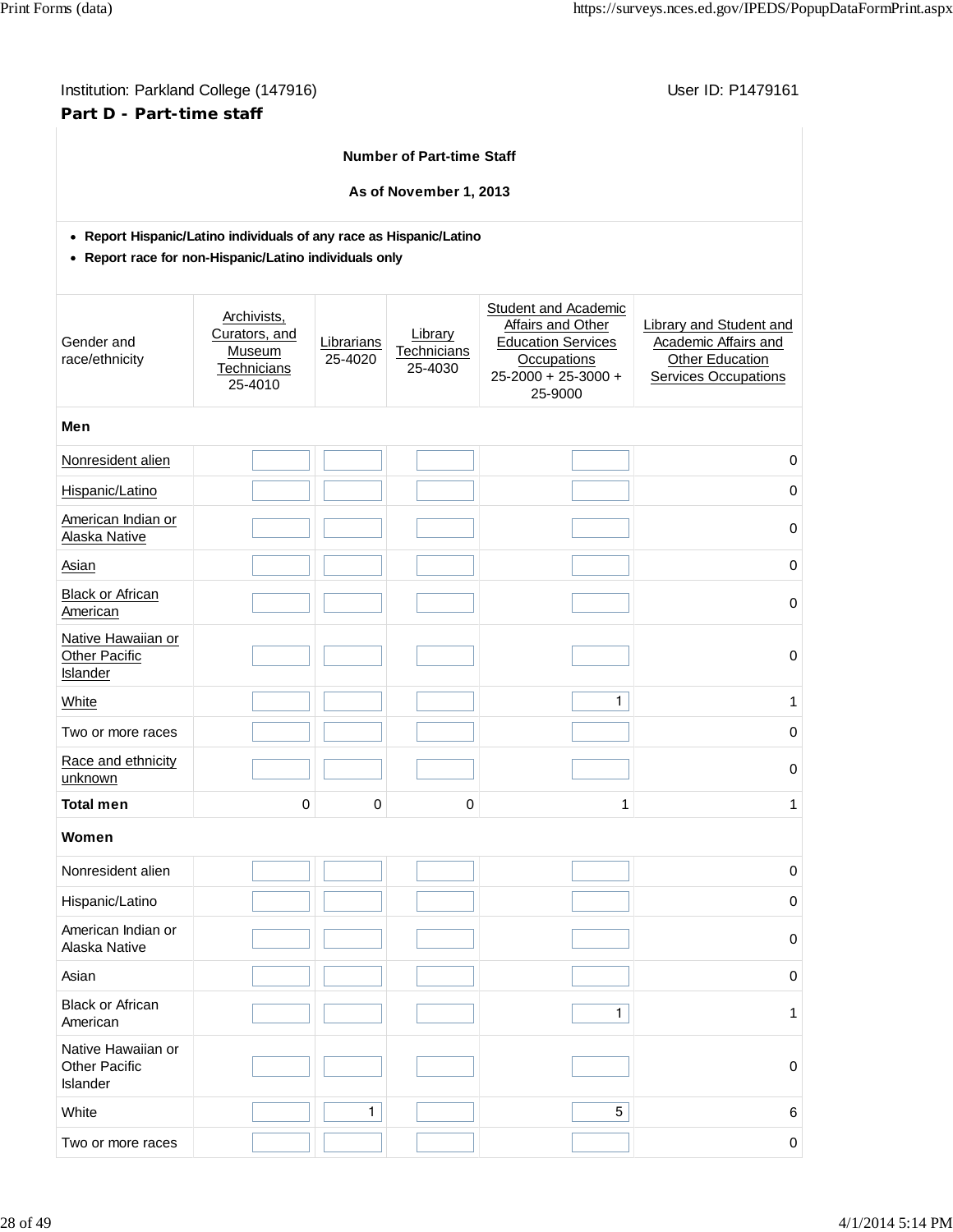Institution: Parkland College (147916)

User ID: P1479161

## Part D - Part-time staff

**Number of Part-time Staff**

**As of November 1, 2013**

- **Report Hispanic/Latino individuals of any race as Hispanic/Latino**
- **Report race for non-Hispanic/Latino individuals only**

| Gender and race/ethnicity | Archivists, Curators, and Museum Technicians 25-4010 | Librarians 25-4020 | Library Technicians 25-4030 | Student and Academic Affairs and Other Education Services Occupations 25-2000 + 25-3000 + 25-9000 | Library and Student and Academic Affairs and Other Education Services Occupations |
|---|---|---|---|---|---|
| **Men** | | | | | |
| Nonresident alien | | | | | 0 |
| Hispanic/Latino | | | | | 0 |
| American Indian or Alaska Native | | | | | 0 |
| Asian | | | | | 0 |
| Black or African American | | | | | 0 |
| Native Hawaiian or Other Pacific Islander | | | | | 0 |
| White | | | | 1 | 1 |
| Two or more races | | | | | 0 |
| Race and ethnicity unknown | | | | | 0 |
| **Total men** | 0 | 0 | 0 | 1 | 1 |
| **Women** | | | | | |
| Nonresident alien | | | | | 0 |
| Hispanic/Latino | | | | | 0 |
| American Indian or Alaska Native | | | | | 0 |
| Asian | | | | | 0 |
| Black or African American | | | | 1 | 1 |
| Native Hawaiian or Other Pacific Islander | | | | | 0 |
| White | | 1 | | 5 | 6 |
| Two or more races | | | | | 0 |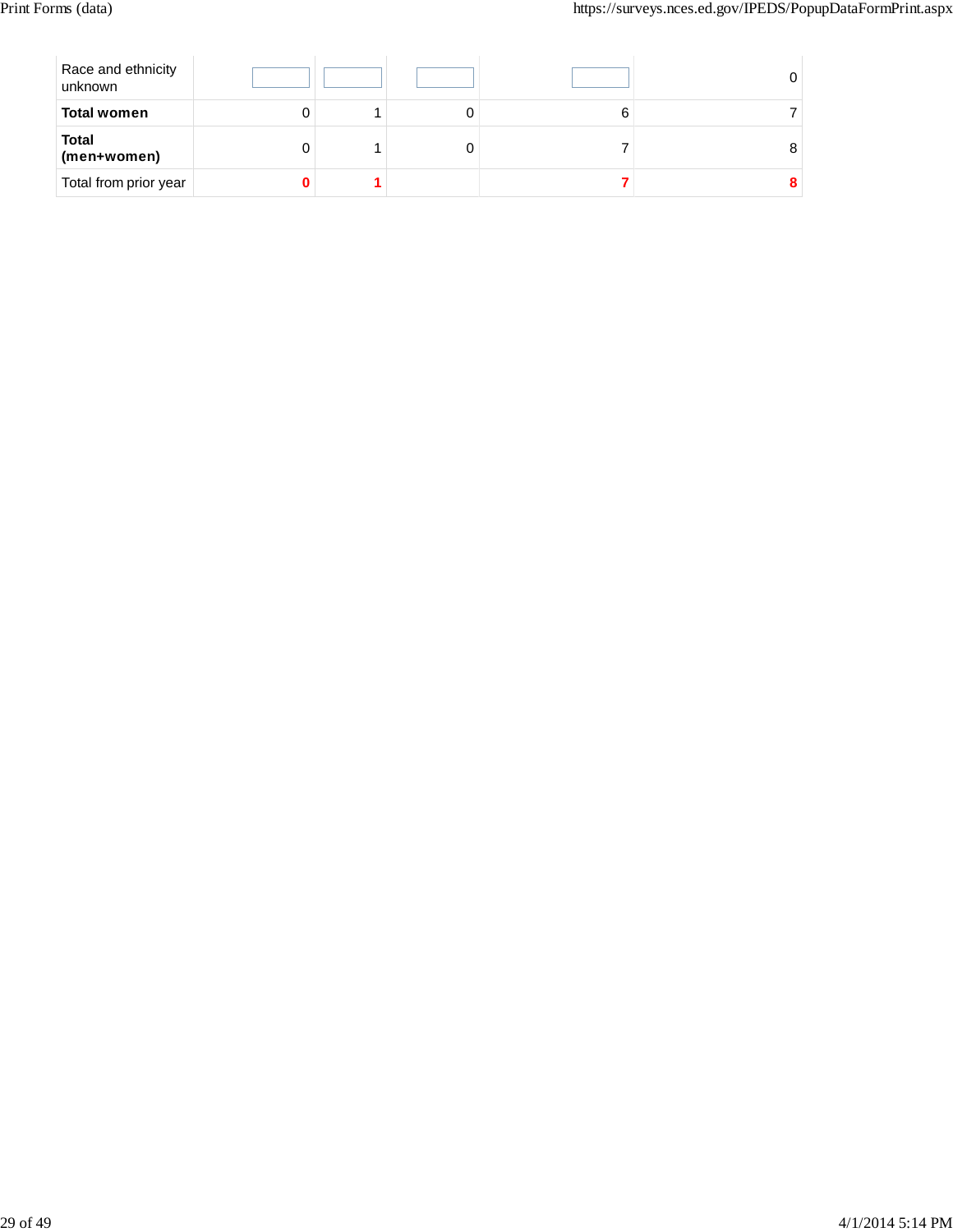| | | | | | |
|---|---|---|---|---|---|
| Race and ethnicity unknown | | | | | 0 |
| **Total women** | 0 | 1 | 0 | 6 | 7 |
| **Total (men+women)** | 0 | 1 | 0 | 7 | 8 |
| Total from prior year | **0** | **1** | | **7** | **8** |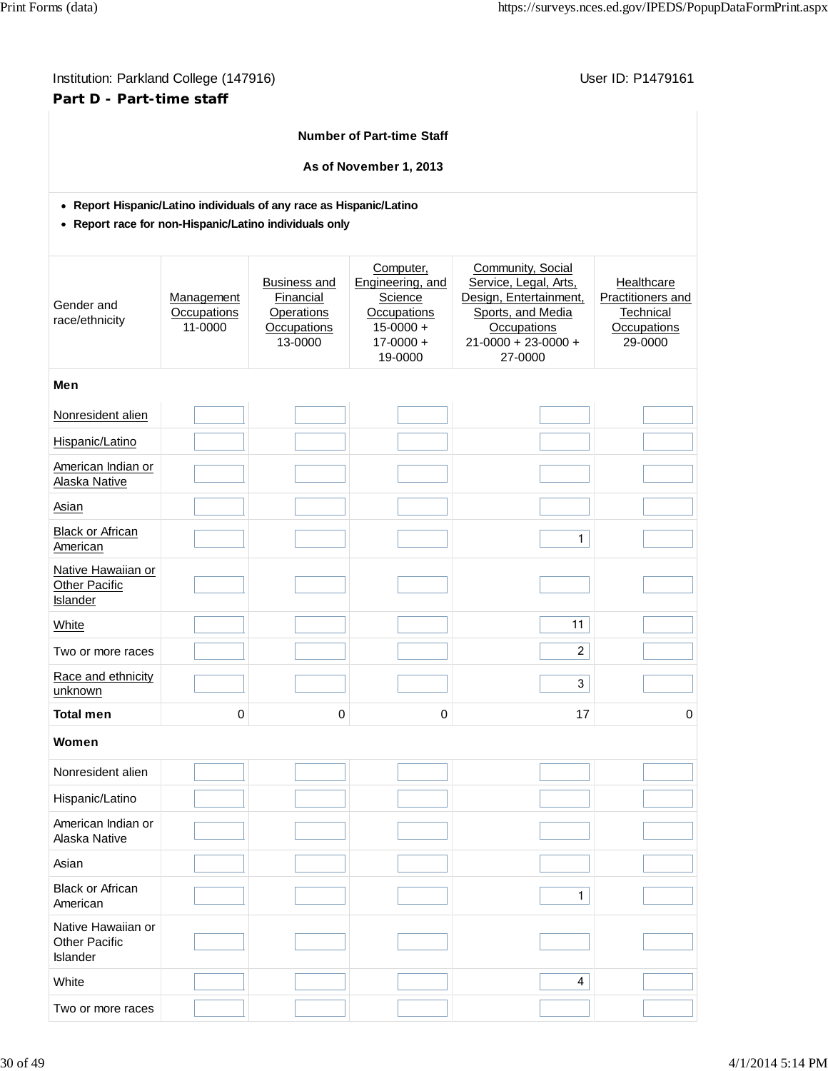Institution: Parkland College (147916) User ID: P1479161

## Part D - Part-time staff

**Number of Part-time Staff**

**As of November 1, 2013**

- **Report Hispanic/Latino individuals of any race as Hispanic/Latino**
- **Report race for non-Hispanic/Latino individuals only**

| Gender and race/ethnicity | Management Occupations 11-0000 | Business and Financial Operations Occupations 13-0000 | Computer, Engineering, and Science Occupations 15-0000 + 17-0000 + 19-0000 | Community, Social Service, Legal, Arts, Design, Entertainment, Sports, and Media Occupations 21-0000 + 23-0000 + 27-0000 | Healthcare Practitioners and Technical Occupations 29-0000 |
|---|---|---|---|---|---|
| **Men** | | | | | |
| Nonresident alien | | | | | |
| Hispanic/Latino | | | | | |
| American Indian or Alaska Native | | | | | |
| Asian | | | | | |
| Black or African American | | | | 1 | |
| Native Hawaiian or Other Pacific Islander | | | | | |
| White | | | | 11 | |
| Two or more races | | | | 2 | |
| Race and ethnicity unknown | | | | 3 | |
| **Total men** | 0 | 0 | 0 | 17 | 0 |
| **Women** | | | | | |
| Nonresident alien | | | | | |
| Hispanic/Latino | | | | | |
| American Indian or Alaska Native | | | | | |
| Asian | | | | | |
| Black or African American | | | | 1 | |
| Native Hawaiian or Other Pacific Islander | | | | | |
| White | | | | 4 | |
| Two or more races | | | | | |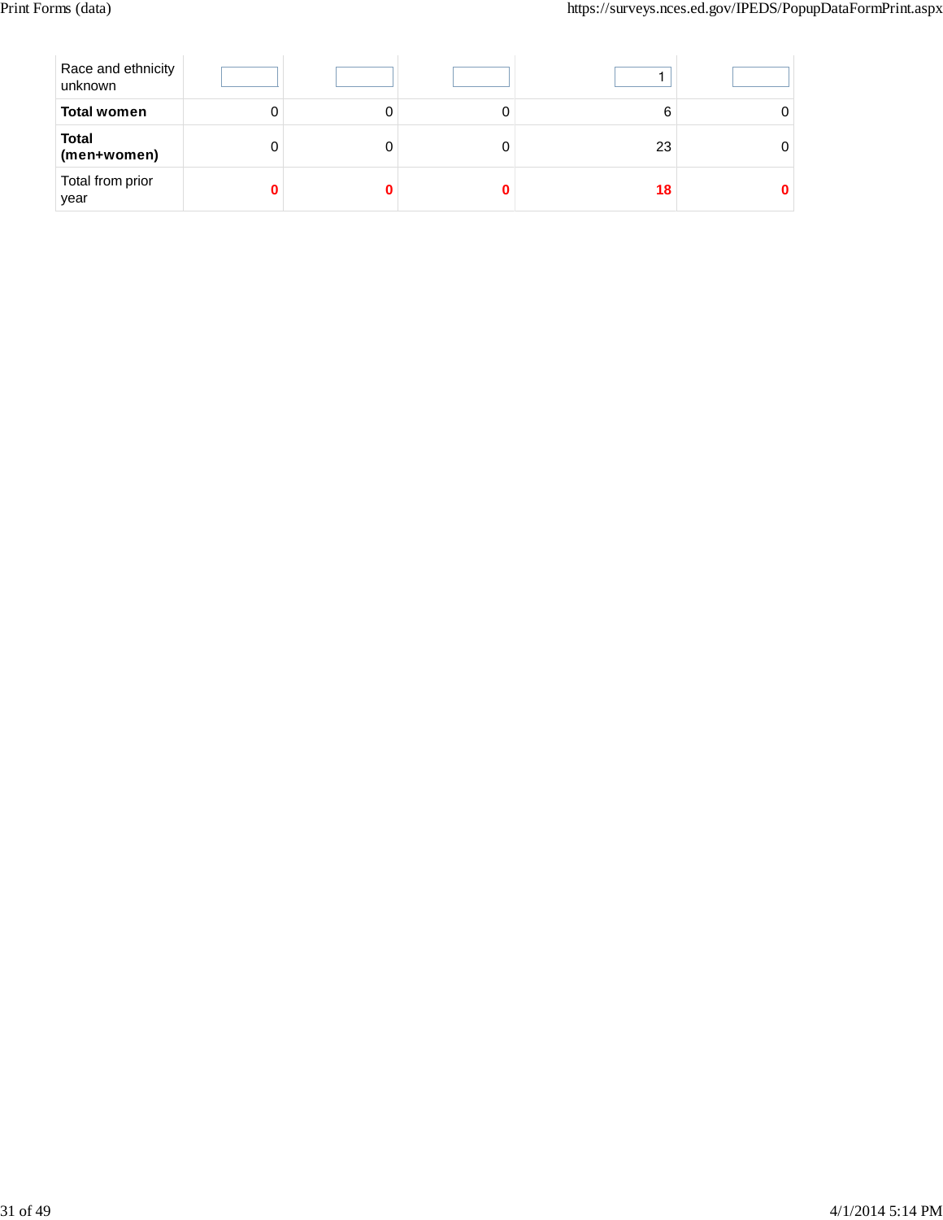| | | | | | |
|---|---|---|---|---|---|
| Race and ethnicity unknown | | | | 1 | |
| **Total women** | 0 | 0 | 0 | 6 | 0 |
| **Total (men+women)** | 0 | 0 | 0 | 23 | 0 |
| Total from prior year | **0** | **0** | **0** | **18** | **0** |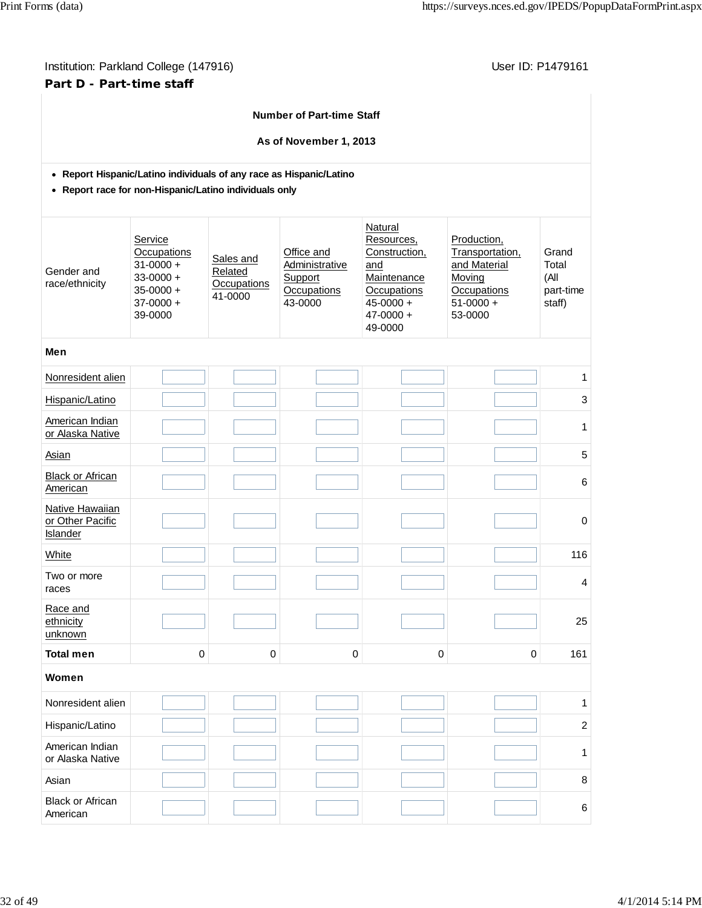Institution: Parkland College (147916) User ID: P1479161

## Part D - Part-time staff

**Number of Part-time Staff**

**As of November 1, 2013**

- **Report Hispanic/Latino individuals of any race as Hispanic/Latino**
- **Report race for non-Hispanic/Latino individuals only**

| Gender and race/ethnicity | Service Occupations 31-0000 + 33-0000 + 35-0000 + 37-0000 + 39-0000 | Sales and Related Occupations 41-0000 | Office and Administrative Support Occupations 43-0000 | Natural Resources, Construction, and Maintenance Occupations 45-0000 + 47-0000 + 49-0000 | Production, Transportation, and Material Moving Occupations 51-0000 + 53-0000 | Grand Total (All part-time staff) |
|---|---|---|---|---|---|---|
| **Men** | | | | | | |
| Nonresident alien | | | | | | 1 |
| Hispanic/Latino | | | | | | 3 |
| American Indian or Alaska Native | | | | | | 1 |
| Asian | | | | | | 5 |
| Black or African American | | | | | | 6 |
| Native Hawaiian or Other Pacific Islander | | | | | | 0 |
| White | | | | | | 116 |
| Two or more races | | | | | | 4 |
| Race and ethnicity unknown | | | | | | 25 |
| **Total men** | 0 | 0 | 0 | 0 | 0 | 161 |
| **Women** | | | | | | |
| Nonresident alien | | | | | | 1 |
| Hispanic/Latino | | | | | | 2 |
| American Indian or Alaska Native | | | | | | 1 |
| Asian | | | | | | 8 |
| Black or African American | | | | | | 6 |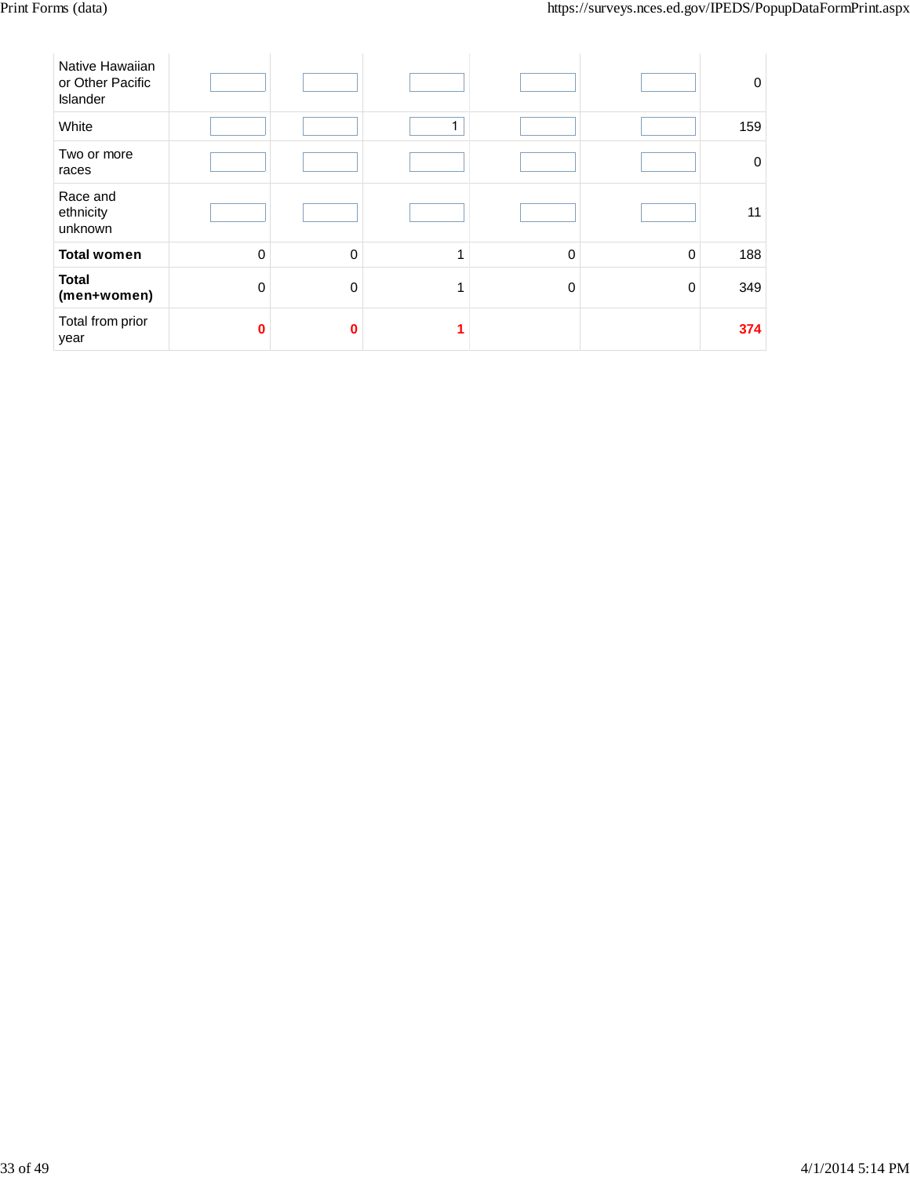| | | | | | | |
|---|---|---|---|---|---|---|
| Native Hawaiian or Other Pacific Islander | | | | | | 0 |
| White | | | 1 | | | 159 |
| Two or more races | | | | | | 0 |
| Race and ethnicity unknown | | | | | | 11 |
| **Total women** | 0 | 0 | 1 | 0 | 0 | 188 |
| **Total (men+women)** | 0 | 0 | 1 | 0 | 0 | 349 |
| Total from prior year | **0** | **0** | **1** | | | **374** |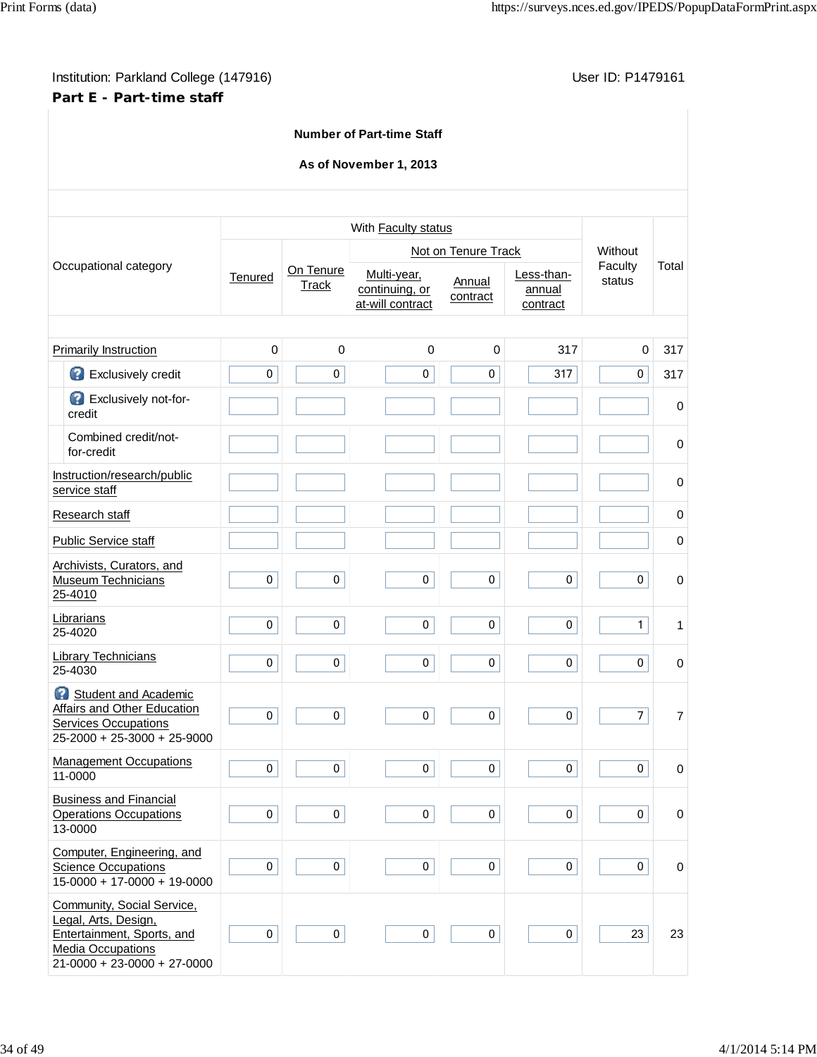Institution: Parkland College (147916)

User ID: P1479161

**Part E - Part-time staff**

**Number of Part-time Staff**

**As of November 1, 2013**

| Occupational category | With Faculty status | | | | | Without Faculty status | Total |
|---|---|---|---|---|---|---|---|
| | Tenured | On Tenure Track | Not on Tenure Track | | | | |
| | | | Multi-year, continuing, or at-will contract | Annual contract | Less-than-annual contract | | |
| Primarily Instruction | 0 | 0 | 0 | 0 | 317 | 0 | 317 |
| Exclusively credit | 0 | 0 | 0 | 0 | 317 | 0 | 317 |
| Exclusively not-for-credit | | | | | | | 0 |
| Combined credit/not-for-credit | | | | | | | 0 |
| Instruction/research/public service staff | | | | | | | 0 |
| Research staff | | | | | | | 0 |
| Public Service staff | | | | | | | 0 |
| Archivists, Curators, and Museum Technicians 25-4010 | 0 | 0 | 0 | 0 | 0 | 0 | 0 |
| Librarians 25-4020 | 0 | 0 | 0 | 0 | 0 | 1 | 1 |
| Library Technicians 25-4030 | 0 | 0 | 0 | 0 | 0 | 0 | 0 |
| Student and Academic Affairs and Other Education Services Occupations 25-2000 + 25-3000 + 25-9000 | 0 | 0 | 0 | 0 | 0 | 7 | 7 |
| Management Occupations 11-0000 | 0 | 0 | 0 | 0 | 0 | 0 | 0 |
| Business and Financial Operations Occupations 13-0000 | 0 | 0 | 0 | 0 | 0 | 0 | 0 |
| Computer, Engineering, and Science Occupations 15-0000 + 17-0000 + 19-0000 | 0 | 0 | 0 | 0 | 0 | 0 | 0 |
| Community, Social Service, Legal, Arts, Design, Entertainment, Sports, and Media Occupations 21-0000 + 23-0000 + 27-0000 | 0 | 0 | 0 | 0 | 0 | 23 | 23 |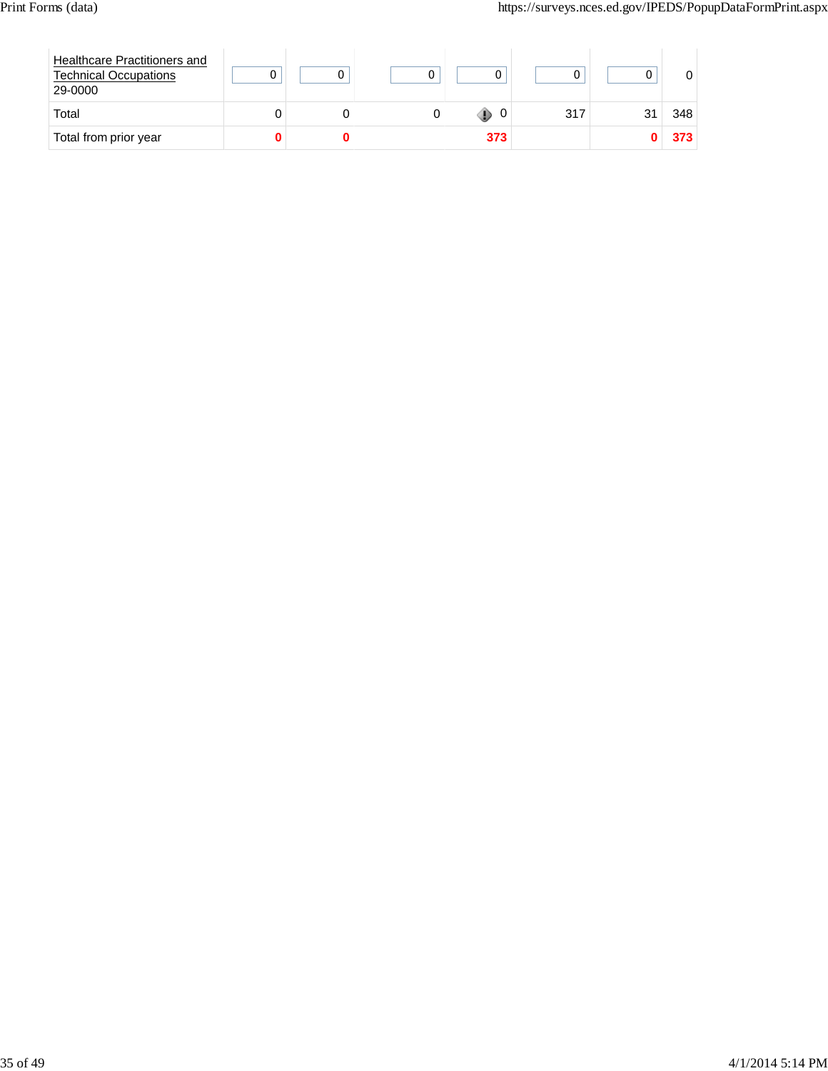| | | | | | | | |
|---|---|---|---|---|---|---|---|
| Healthcare Practitioners and Technical Occupations 29-0000 | 0 | 0 | 0 | 0 | 0 | 0 | 0 |
| Total | 0 | 0 | 0 | 0 | 317 | 31 | 348 |
| Total from prior year | **0** | **0** | | **373** | | **0** | **373** |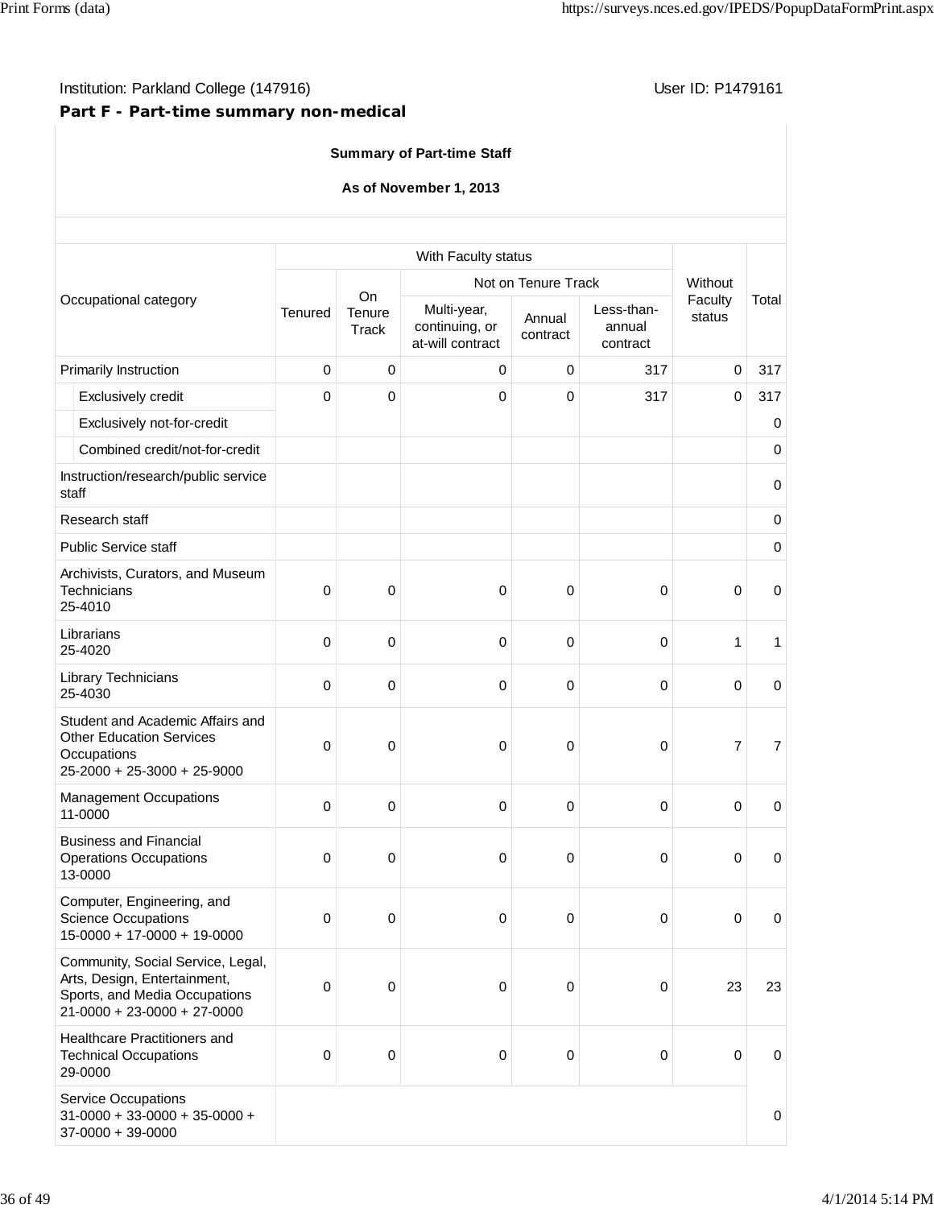Institution: Parkland College (147916) User ID: P1479161

**Part F - Part-time summary non-medical**

**Summary of Part-time Staff**

**As of November 1, 2013**

| Occupational category | With Faculty status | | | | | Without Faculty status | Total |
|---|---|---|---|---|---|---|---|
| | | | Not on Tenure Track | | | | |
| | Tenured | On Tenure Track | Multi-year, continuing, or at-will contract | Annual contract | Less-than-annual contract | | |
| Primarily Instruction | 0 | 0 | 0 | 0 | 317 | 0 | 317 |
| Exclusively credit | 0 | 0 | 0 | 0 | 317 | 0 | 317 |
| Exclusively not-for-credit | | | | | | | 0 |
| Combined credit/not-for-credit | | | | | | | 0 |
| Instruction/research/public service staff | | | | | | | 0 |
| Research staff | | | | | | | 0 |
| Public Service staff | | | | | | | 0 |
| Archivists, Curators, and Museum Technicians 25-4010 | 0 | 0 | 0 | 0 | 0 | 0 | 0 |
| Librarians 25-4020 | 0 | 0 | 0 | 0 | 0 | 1 | 1 |
| Library Technicians 25-4030 | 0 | 0 | 0 | 0 | 0 | 0 | 0 |
| Student and Academic Affairs and Other Education Services Occupations 25-2000 + 25-3000 + 25-9000 | 0 | 0 | 0 | 0 | 0 | 7 | 7 |
| Management Occupations 11-0000 | 0 | 0 | 0 | 0 | 0 | 0 | 0 |
| Business and Financial Operations Occupations 13-0000 | 0 | 0 | 0 | 0 | 0 | 0 | 0 |
| Computer, Engineering, and Science Occupations 15-0000 + 17-0000 + 19-0000 | 0 | 0 | 0 | 0 | 0 | 0 | 0 |
| Community, Social Service, Legal, Arts, Design, Entertainment, Sports, and Media Occupations 21-0000 + 23-0000 + 27-0000 | 0 | 0 | 0 | 0 | 0 | 23 | 23 |
| Healthcare Practitioners and Technical Occupations 29-0000 | 0 | 0 | 0 | 0 | 0 | 0 | 0 |
| Service Occupations 31-0000 + 33-0000 + 35-0000 + 37-0000 + 39-0000 | | | | | | | 0 |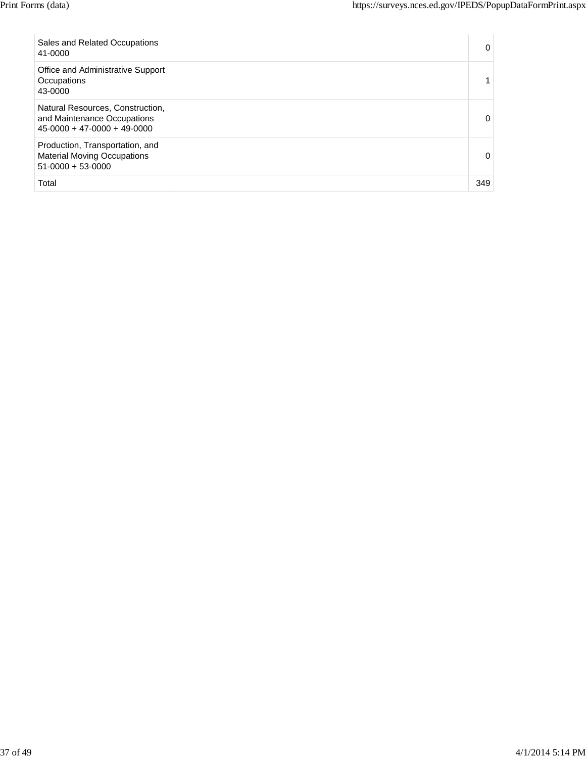| | | |
|---|---|---|
| Sales and Related Occupations 41-0000 | | 0 |
| Office and Administrative Support Occupations 43-0000 | | 1 |
| Natural Resources, Construction, and Maintenance Occupations 45-0000 + 47-0000 + 49-0000 | | 0 |
| Production, Transportation, and Material Moving Occupations 51-0000 + 53-0000 | | 0 |
| Total | | 349 |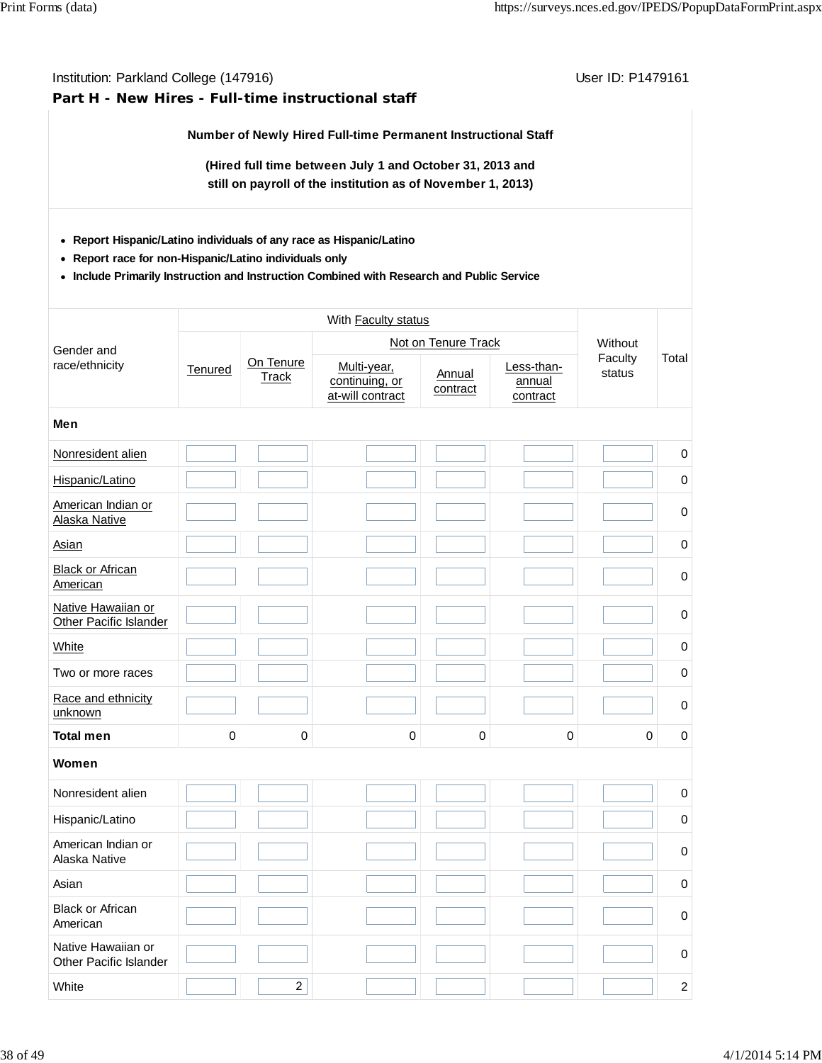Institution: Parkland College (147916)

User ID: P1479161

## Part H - New Hires - Full-time instructional staff

**Number of Newly Hired Full-time Permanent Instructional Staff**

**(Hired full time between July 1 and October 31, 2013 and still on payroll of the institution as of November 1, 2013)**

- **Report Hispanic/Latino individuals of any race as Hispanic/Latino**
- **Report race for non-Hispanic/Latino individuals only**
- **Include Primarily Instruction and Instruction Combined with Research and Public Service**

| Gender and race/ethnicity | With Faculty status | | | | | Without Faculty status | Total |
|---|---|---|---|---|---|---|---|
| | | | Not on Tenure Track | | | | |
| | Tenured | On Tenure Track | Multi-year, continuing, or at-will contract | Annual contract | Less-than-annual contract | | |
| **Men** | | | | | | | |
| Nonresident alien | | | | | | | 0 |
| Hispanic/Latino | | | | | | | 0 |
| American Indian or Alaska Native | | | | | | | 0 |
| Asian | | | | | | | 0 |
| Black or African American | | | | | | | 0 |
| Native Hawaiian or Other Pacific Islander | | | | | | | 0 |
| White | | | | | | | 0 |
| Two or more races | | | | | | | 0 |
| Race and ethnicity unknown | | | | | | | 0 |
| **Total men** | 0 | 0 | 0 | 0 | 0 | 0 | 0 |
| **Women** | | | | | | | |
| Nonresident alien | | | | | | | 0 |
| Hispanic/Latino | | | | | | | 0 |
| American Indian or Alaska Native | | | | | | | 0 |
| Asian | | | | | | | 0 |
| Black or African American | | | | | | | 0 |
| Native Hawaiian or Other Pacific Islander | | | | | | | 0 |
| White | | 2 | | | | | 2 |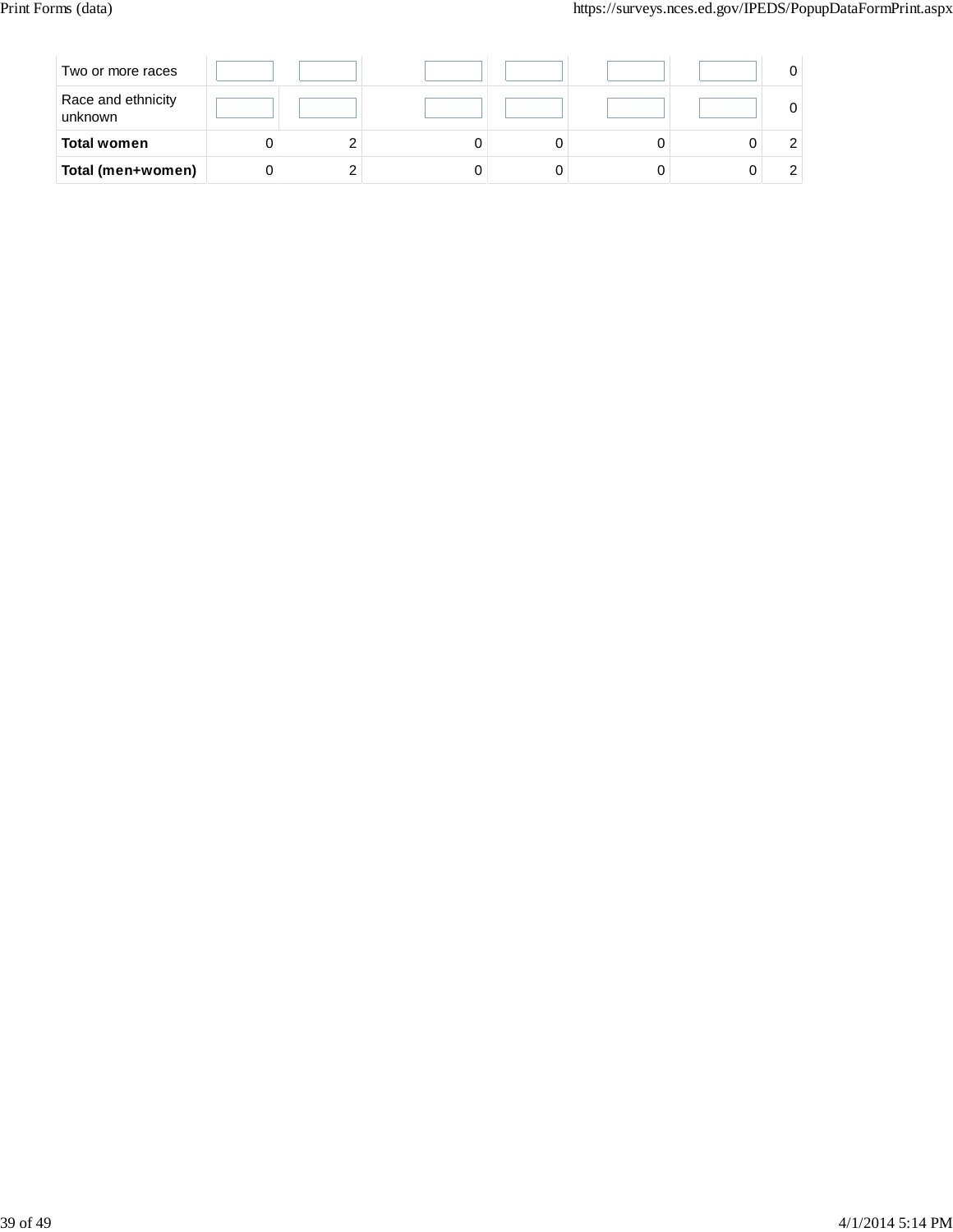| | | | | | | | |
|---|---|---|---|---|---|---|---|
| Two or more races | | | | | | | 0 |
| Race and ethnicity unknown | | | | | | | 0 |
| **Total women** | 0 | 2 | 0 | 0 | 0 | 0 | 2 |
| **Total (men+women)** | 0 | 2 | 0 | 0 | 0 | 0 | 2 |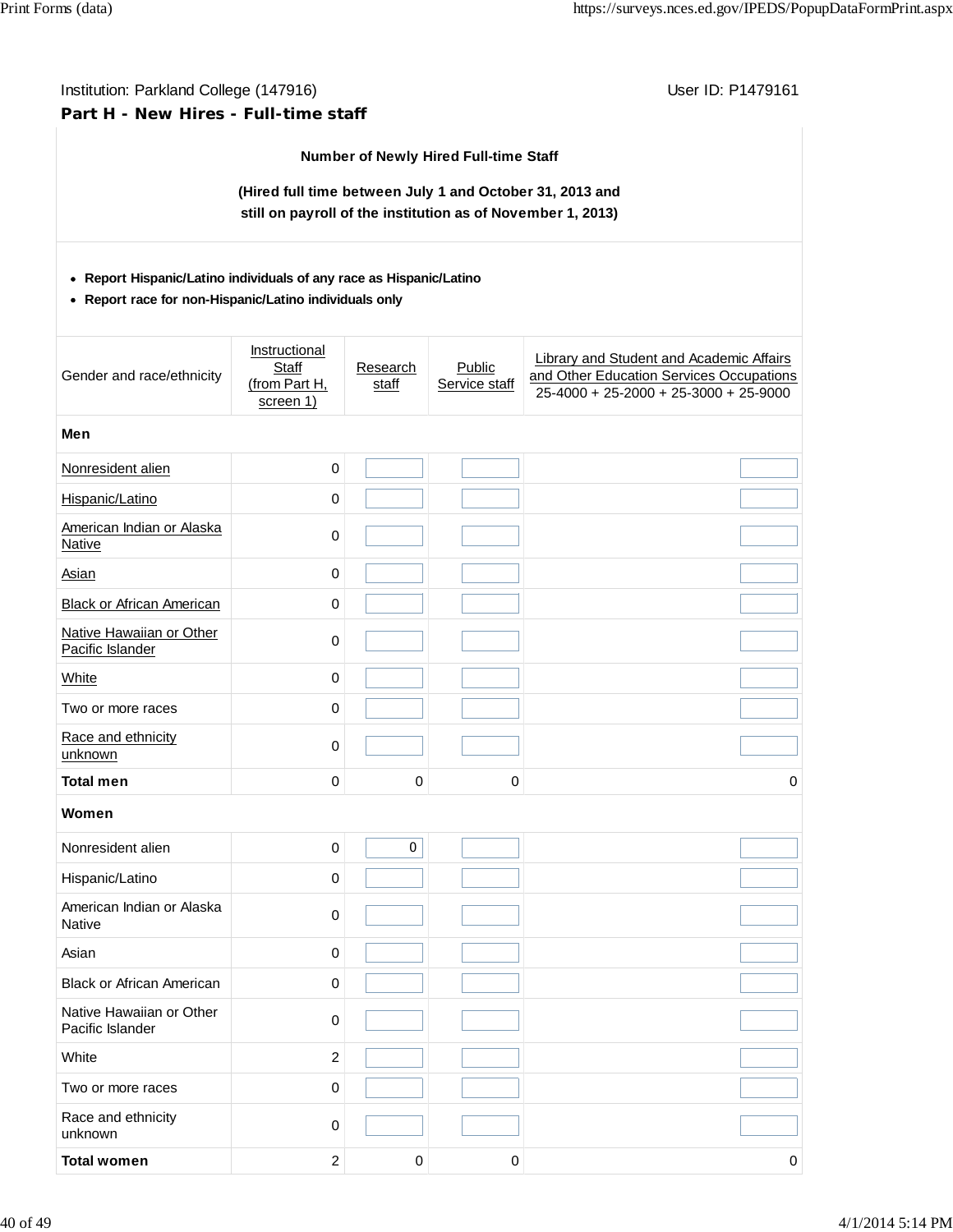Institution: Parkland College (147916)

User ID: P1479161

## Part H - New Hires - Full-time staff

**Number of Newly Hired Full-time Staff**

**(Hired full time between July 1 and October 31, 2013 and still on payroll of the institution as of November 1, 2013)**

- **Report Hispanic/Latino individuals of any race as Hispanic/Latino**
- **Report race for non-Hispanic/Latino individuals only**

| Gender and race/ethnicity | Instructional Staff (from Part H, screen 1) | Research staff | Public Service staff | Library and Student and Academic Affairs and Other Education Services Occupations 25-4000 + 25-2000 + 25-3000 + 25-9000 |
|---|---|---|---|---|
| **Men** | | | | |
| Nonresident alien | 0 | | | |
| Hispanic/Latino | 0 | | | |
| American Indian or Alaska Native | 0 | | | |
| Asian | 0 | | | |
| Black or African American | 0 | | | |
| Native Hawaiian or Other Pacific Islander | 0 | | | |
| White | 0 | | | |
| Two or more races | 0 | | | |
| Race and ethnicity unknown | 0 | | | |
| **Total men** | 0 | 0 | 0 | 0 |
| **Women** | | | | |
| Nonresident alien | 0 | 0 | | |
| Hispanic/Latino | 0 | | | |
| American Indian or Alaska Native | 0 | | | |
| Asian | 0 | | | |
| Black or African American | 0 | | | |
| Native Hawaiian or Other Pacific Islander | 0 | | | |
| White | 2 | | | |
| Two or more races | 0 | | | |
| Race and ethnicity unknown | 0 | | | |
| **Total women** | 2 | 0 | 0 | 0 |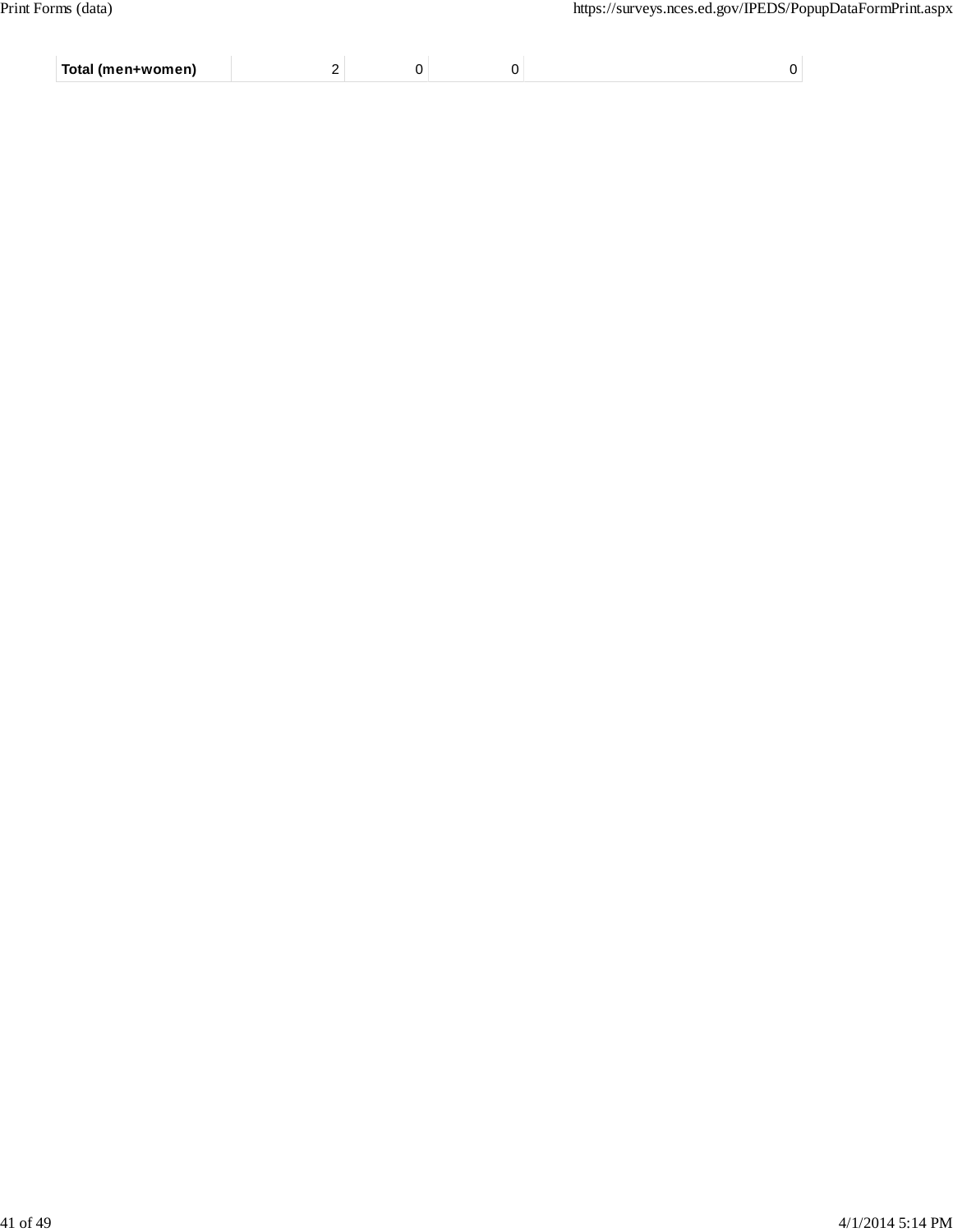| | | | | |
|---|---|---|---|---|
| **Total (men+women)** | 2 | 0 | 0 | 0 |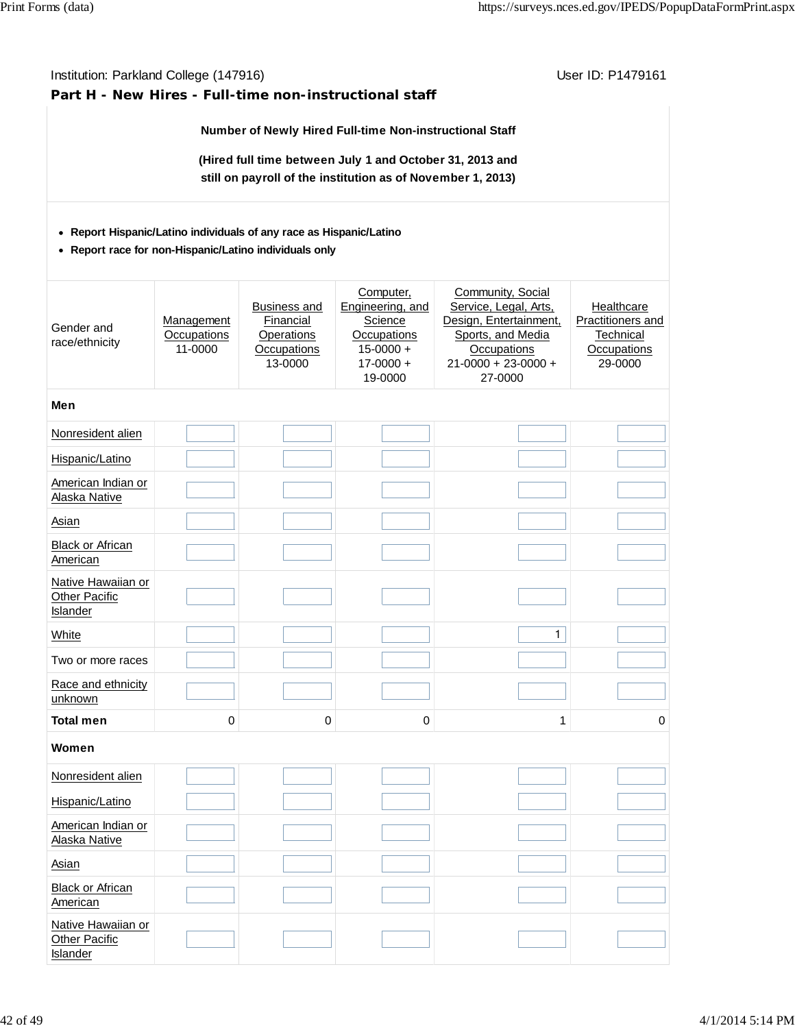Institution: Parkland College (147916) User ID: P1479161

**Part H - New Hires - Full-time non-instructional staff**

**Number of Newly Hired Full-time Non-instructional Staff**

**(Hired full time between July 1 and October 31, 2013 and still on payroll of the institution as of November 1, 2013)**

- **Report Hispanic/Latino individuals of any race as Hispanic/Latino**
- **Report race for non-Hispanic/Latino individuals only**

| Gender and race/ethnicity | Management Occupations 11-0000 | Business and Financial Operations Occupations 13-0000 | Computer, Engineering, and Science Occupations 15-0000 + 17-0000 + 19-0000 | Community, Social Service, Legal, Arts, Design, Entertainment, Sports, and Media Occupations 21-0000 + 23-0000 + 27-0000 | Healthcare Practitioners and Technical Occupations 29-0000 |
|---|---|---|---|---|---|
| **Men** | | | | | |
| Nonresident alien | | | | | |
| Hispanic/Latino | | | | | |
| American Indian or Alaska Native | | | | | |
| Asian | | | | | |
| Black or African American | | | | | |
| Native Hawaiian or Other Pacific Islander | | | | | |
| White | | | | 1 | |
| Two or more races | | | | | |
| Race and ethnicity unknown | | | | | |
| **Total men** | 0 | 0 | 0 | 1 | 0 |
| **Women** | | | | | |
| Nonresident alien | | | | | |
| Hispanic/Latino | | | | | |
| American Indian or Alaska Native | | | | | |
| Asian | | | | | |
| Black or African American | | | | | |
| Native Hawaiian or Other Pacific Islander | | | | | |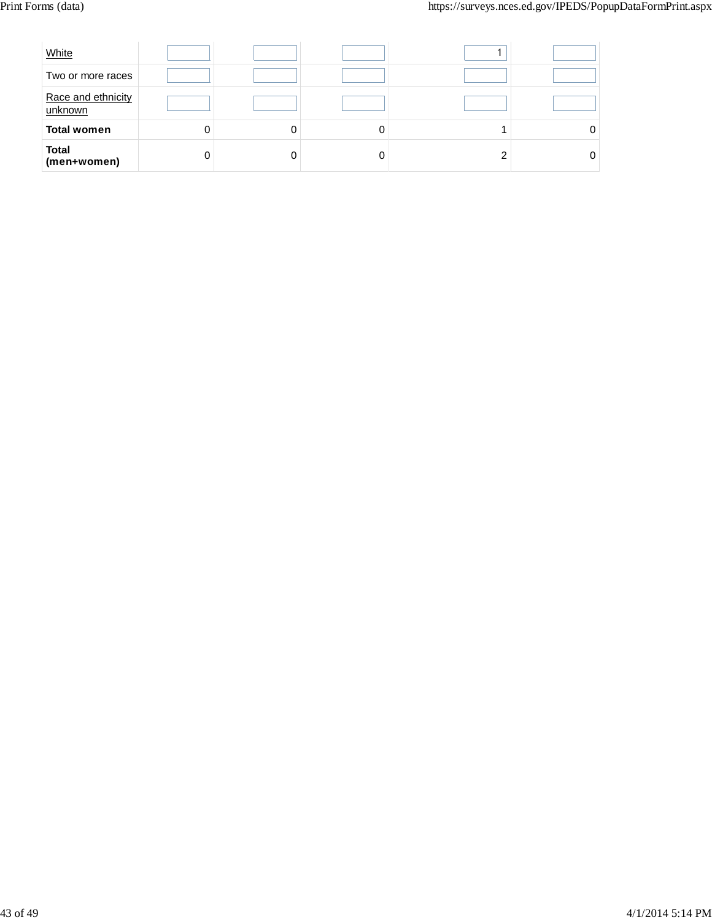| White | | | | 1 | |
|---|---|---|---|---|---|
| Two or more races | | | | | |
| Race and ethnicity unknown | | | | | |
| **Total women** | 0 | 0 | 0 | 1 | 0 |
| **Total (men+women)** | 0 | 0 | 0 | 2 | 0 |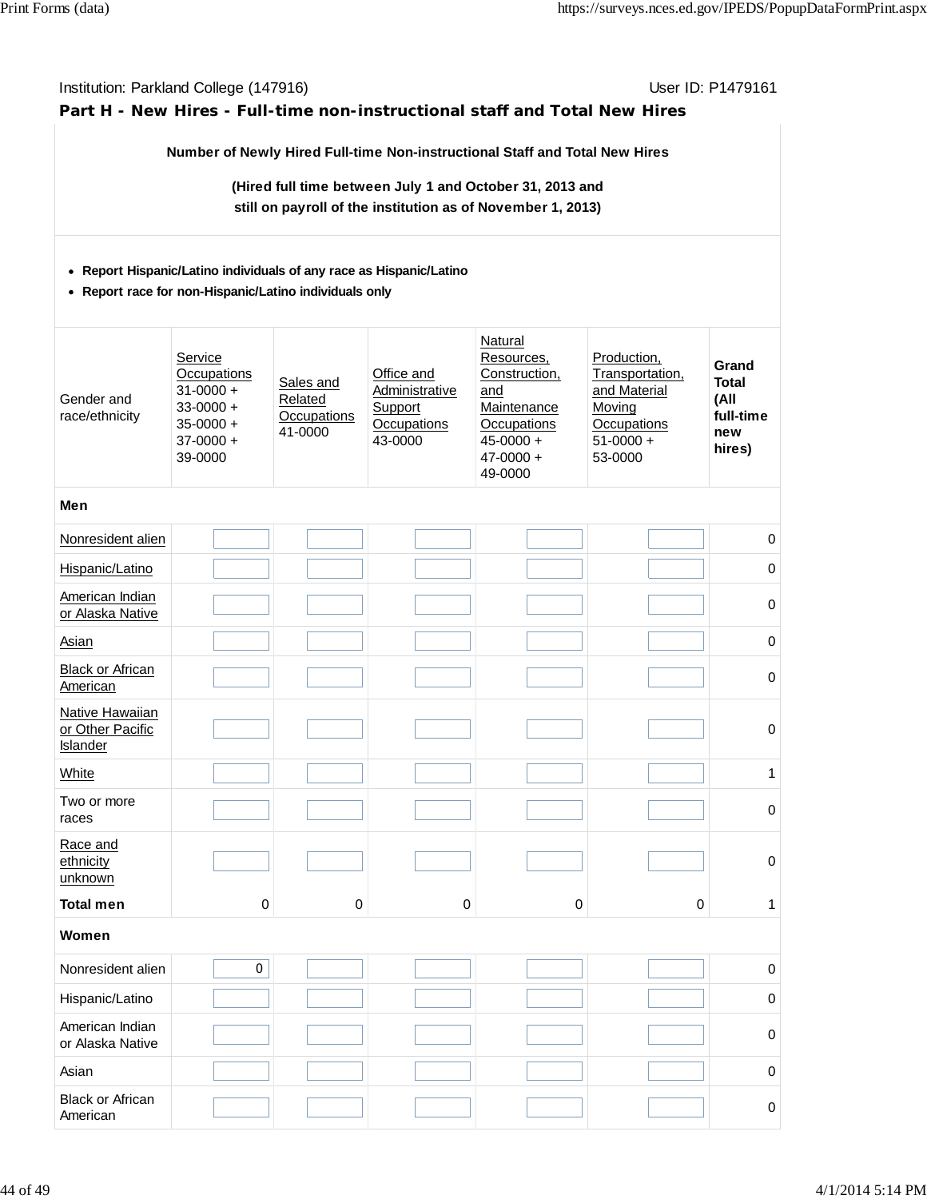Institution: Parkland College (147916) User ID: P1479161

## Part H - New Hires - Full-time non-instructional staff and Total New Hires

**Number of Newly Hired Full-time Non-instructional Staff and Total New Hires**

**(Hired full time between July 1 and October 31, 2013 and still on payroll of the institution as of November 1, 2013)**

- **Report Hispanic/Latino individuals of any race as Hispanic/Latino**
- **Report race for non-Hispanic/Latino individuals only**

| Gender and race/ethnicity | Service Occupations 31-0000 + 33-0000 + 35-0000 + 37-0000 + 39-0000 | Sales and Related Occupations 41-0000 | Office and Administrative Support Occupations 43-0000 | Natural Resources, Construction, and Maintenance Occupations 45-0000 + 47-0000 + 49-0000 | Production, Transportation, and Material Moving Occupations 51-0000 + 53-0000 | **Grand Total (All full-time new hires)** |
|---|---|---|---|---|---|---|
| **Men** | | | | | | |
| Nonresident alien | | | | | | 0 |
| Hispanic/Latino | | | | | | 0 |
| American Indian or Alaska Native | | | | | | 0 |
| Asian | | | | | | 0 |
| Black or African American | | | | | | 0 |
| Native Hawaiian or Other Pacific Islander | | | | | | 0 |
| White | | | | | | 1 |
| Two or more races | | | | | | 0 |
| Race and ethnicity unknown | | | | | | 0 |
| **Total men** | 0 | 0 | 0 | 0 | 0 | 1 |
| **Women** | | | | | | |
| Nonresident alien | 0 | | | | | 0 |
| Hispanic/Latino | | | | | | 0 |
| American Indian or Alaska Native | | | | | | 0 |
| Asian | | | | | | 0 |
| Black or African American | | | | | | 0 |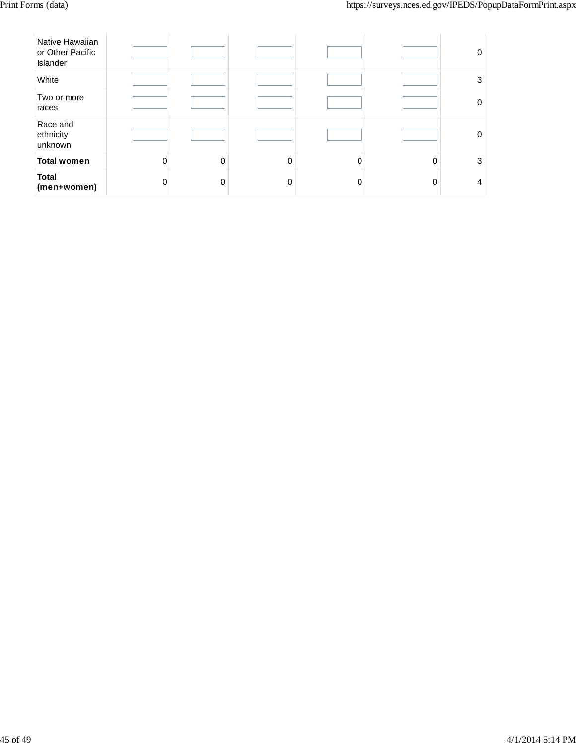| | | | | | | |
|---|---|---|---|---|---|---|
| Native Hawaiian or Other Pacific Islander | | | | | | 0 |
| White | | | | | | 3 |
| Two or more races | | | | | | 0 |
| Race and ethnicity unknown | | | | | | 0 |
| **Total women** | 0 | 0 | 0 | 0 | 0 | 3 |
| **Total (men+women)** | 0 | 0 | 0 | 0 | 0 | 4 |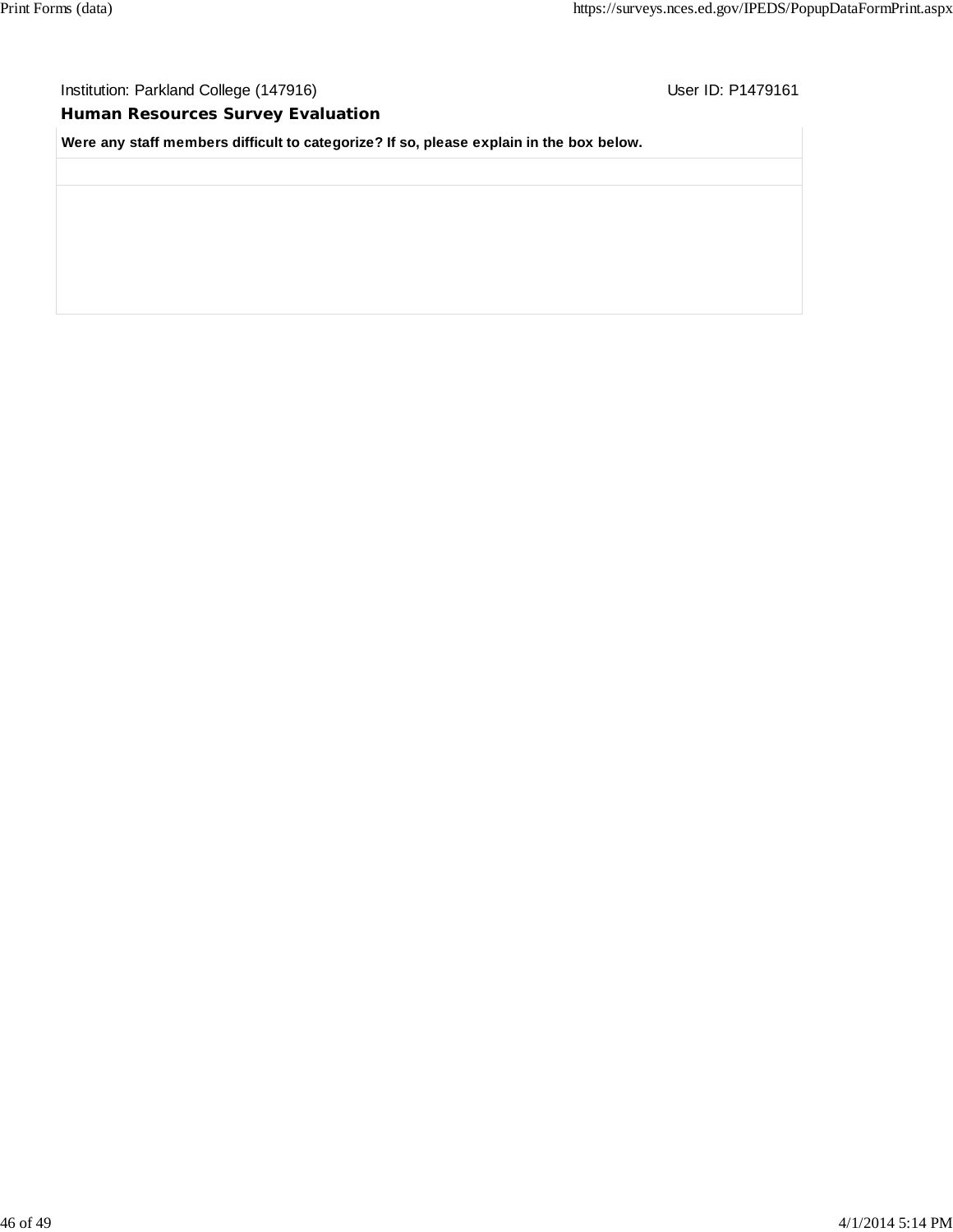Institution: Parkland College (147916) User ID: P1479161

## Human Resources Survey Evaluation

| Were any staff members difficult to categorize? If so, please explain in the box below. |
| --- |
| |
| |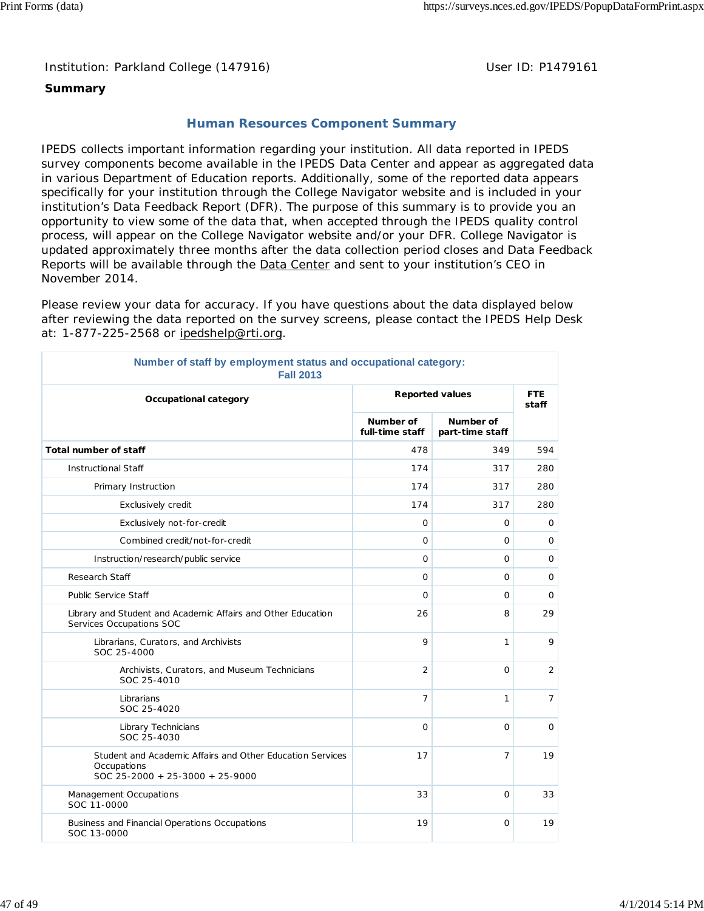Institution: Parkland College (147916)

User ID: P1479161

**Summary**

## Human Resources Component Summary

IPEDS collects important information regarding your institution. All data reported in IPEDS survey components become available in the IPEDS Data Center and appear as aggregated data in various Department of Education reports. Additionally, some of the reported data appears specifically for your institution through the College Navigator website and is included in your institution's Data Feedback Report (DFR). The purpose of this summary is to provide you an opportunity to view some of the data that, when accepted through the IPEDS quality control process, will appear on the College Navigator website and/or your DFR. College Navigator is updated approximately three months after the data collection period closes and Data Feedback Reports will be available through the Data Center and sent to your institution's CEO in November 2014.

Please review your data for accuracy. If you have questions about the data displayed below after reviewing the data reported on the survey screens, please contact the IPEDS Help Desk at: 1-877-225-2568 or ipedshelp@rti.org.

**Number of staff by employment status and occupational category: Fall 2013**

| Occupational category | Reported values | | FTE staff |
|---|---|---|---|
| | Number of full-time staff | Number of part-time staff | |
| **Total number of staff** | 478 | 349 | 594 |
| Instructional Staff | 174 | 317 | 280 |
| Primary Instruction | 174 | 317 | 280 |
| Exclusively credit | 174 | 317 | 280 |
| Exclusively not-for-credit | 0 | 0 | 0 |
| Combined credit/not-for-credit | 0 | 0 | 0 |
| Instruction/research/public service | 0 | 0 | 0 |
| Research Staff | 0 | 0 | 0 |
| Public Service Staff | 0 | 0 | 0 |
| Library and Student and Academic Affairs and Other Education Services Occupations SOC | 26 | 8 | 29 |
| Librarians, Curators, and Archivists SOC 25-4000 | 9 | 1 | 9 |
| Archivists, Curators, and Museum Technicians SOC 25-4010 | 2 | 0 | 2 |
| Librarians SOC 25-4020 | 7 | 1 | 7 |
| Library Technicians SOC 25-4030 | 0 | 0 | 0 |
| Student and Academic Affairs and Other Education Services Occupations SOC 25-2000 + 25-3000 + 25-9000 | 17 | 7 | 19 |
| Management Occupations SOC 11-0000 | 33 | 0 | 33 |
| Business and Financial Operations Occupations SOC 13-0000 | 19 | 0 | 19 |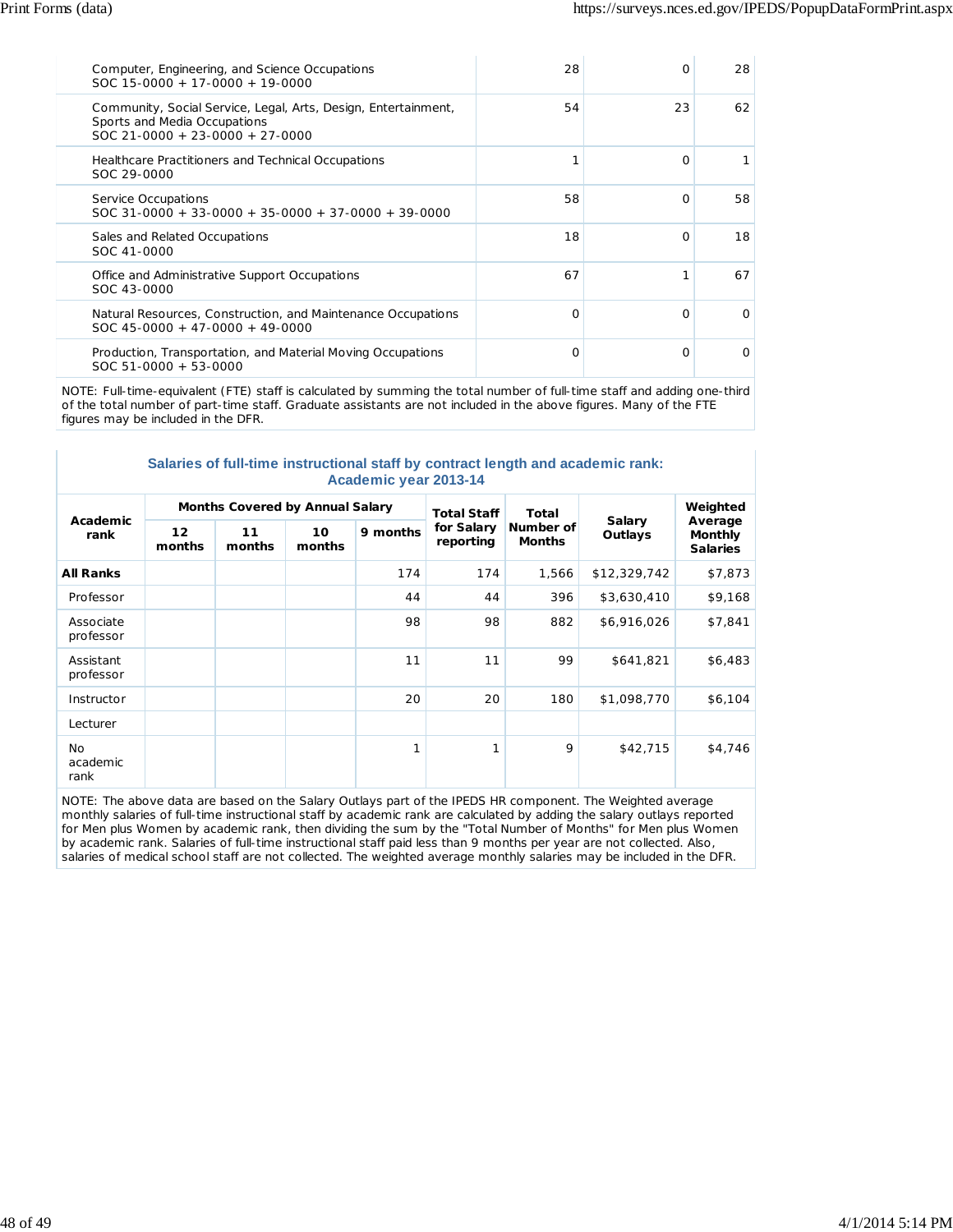| | | | |
|---|---|---|---|
| Computer, Engineering, and Science Occupations<br>SOC 15-0000 + 17-0000 + 19-0000 | 28 | 0 | 28 |
| Community, Social Service, Legal, Arts, Design, Entertainment, Sports and Media Occupations<br>SOC 21-0000 + 23-0000 + 27-0000 | 54 | 23 | 62 |
| Healthcare Practitioners and Technical Occupations<br>SOC 29-0000 | 1 | 0 | 1 |
| Service Occupations<br>SOC 31-0000 + 33-0000 + 35-0000 + 37-0000 + 39-0000 | 58 | 0 | 58 |
| Sales and Related Occupations<br>SOC 41-0000 | 18 | 0 | 18 |
| Office and Administrative Support Occupations<br>SOC 43-0000 | 67 | 1 | 67 |
| Natural Resources, Construction, and Maintenance Occupations<br>SOC 45-0000 + 47-0000 + 49-0000 | 0 | 0 | 0 |
| Production, Transportation, and Material Moving Occupations<br>SOC 51-0000 + 53-0000 | 0 | 0 | 0 |

NOTE: Full-time-equivalent (FTE) staff is calculated by summing the total number of full-time staff and adding one-third of the total number of part-time staff. Graduate assistants are not included in the above figures. Many of the FTE figures may be included in the DFR.

## Salaries of full-time instructional staff by contract length and academic rank: Academic year 2013-14

| Academic rank | Months Covered by Annual Salary | | | | Total Staff for Salary reporting | Total Number of Months | Salary Outlays | Weighted Average Monthly Salaries |
|---|---|---|---|---|---|---|---|---|
| | 12 months | 11 months | 10 months | 9 months | | | | |
| **All Ranks** | | | | 174 | 174 | 1,566 | $12,329,742 | $7,873 |
| Professor | | | | 44 | 44 | 396 | $3,630,410 | $9,168 |
| Associate professor | | | | 98 | 98 | 882 | $6,916,026 | $7,841 |
| Assistant professor | | | | 11 | 11 | 99 | $641,821 | $6,483 |
| Instructor | | | | 20 | 20 | 180 | $1,098,770 | $6,104 |
| Lecturer | | | | | | | | |
| No academic rank | | | | 1 | 1 | 9 | $42,715 | $4,746 |

NOTE: The above data are based on the Salary Outlays part of the IPEDS HR component. The Weighted average monthly salaries of full-time instructional staff by academic rank are calculated by adding the salary outlays reported for Men plus Women by academic rank, then dividing the sum by the "Total Number of Months" for Men plus Women by academic rank. Salaries of full-time instructional staff paid less than 9 months per year are not collected. Also, salaries of medical school staff are not collected. The weighted average monthly salaries may be included in the DFR.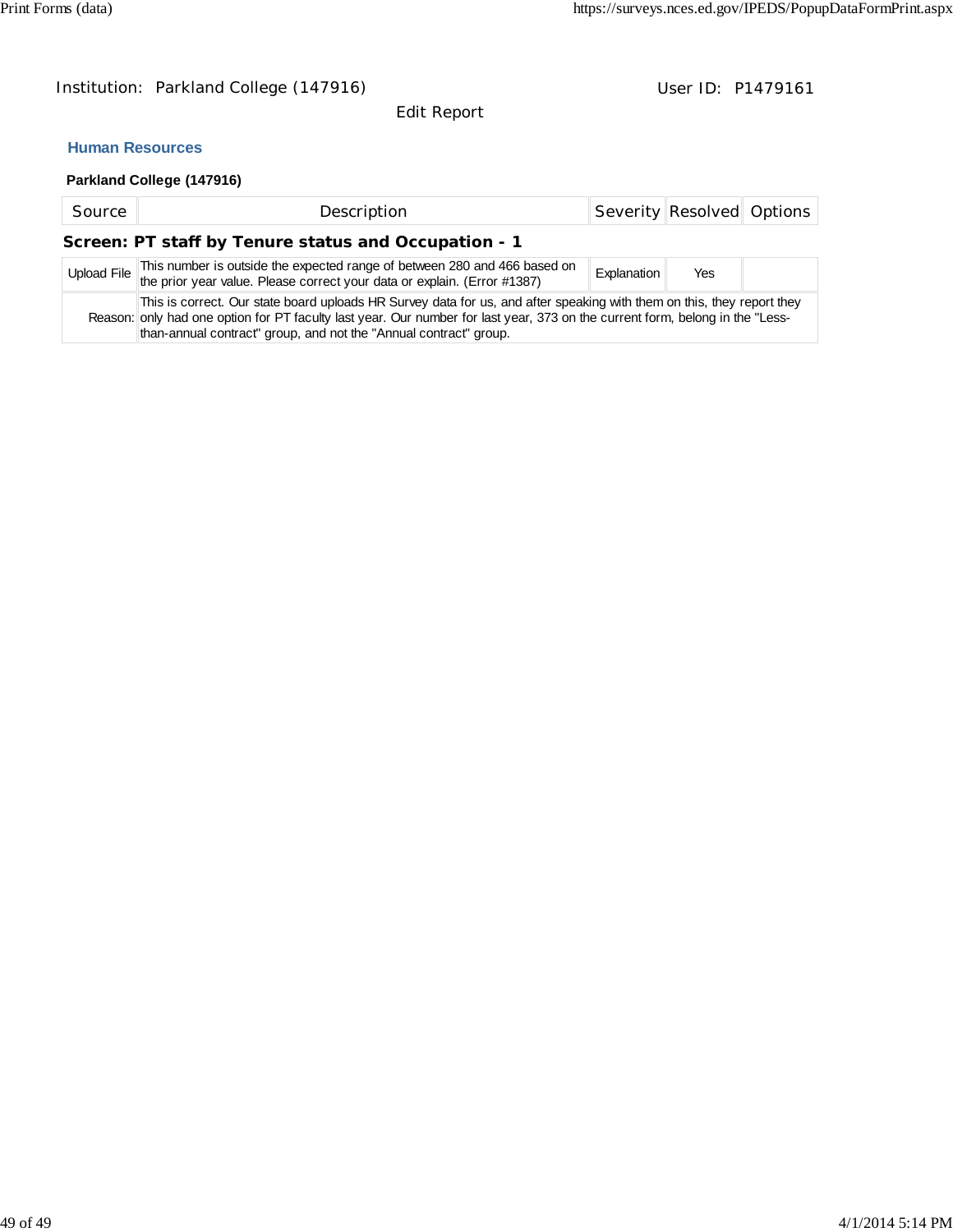Institution: Parkland College (147916) User ID: P1479161

Edit Report

### Human Resources

**Parkland College (147916)**

| Source | Description | Severity | Resolved | Options |
|---|---|---|---|---|
| **Screen: PT staff by Tenure status and Occupation - 1** | | | | |
| Upload File | This number is outside the expected range of between 280 and 466 based on the prior year value. Please correct your data or explain. (Error #1387) | Explanation | Yes | |
| Reason: | This is correct. Our state board uploads HR Survey data for us, and after speaking with them on this, they report they only had one option for PT faculty last year. Our number for last year, 373 on the current form, belong in the "Less-than-annual contract" group, and not the "Annual contract" group. | | | |